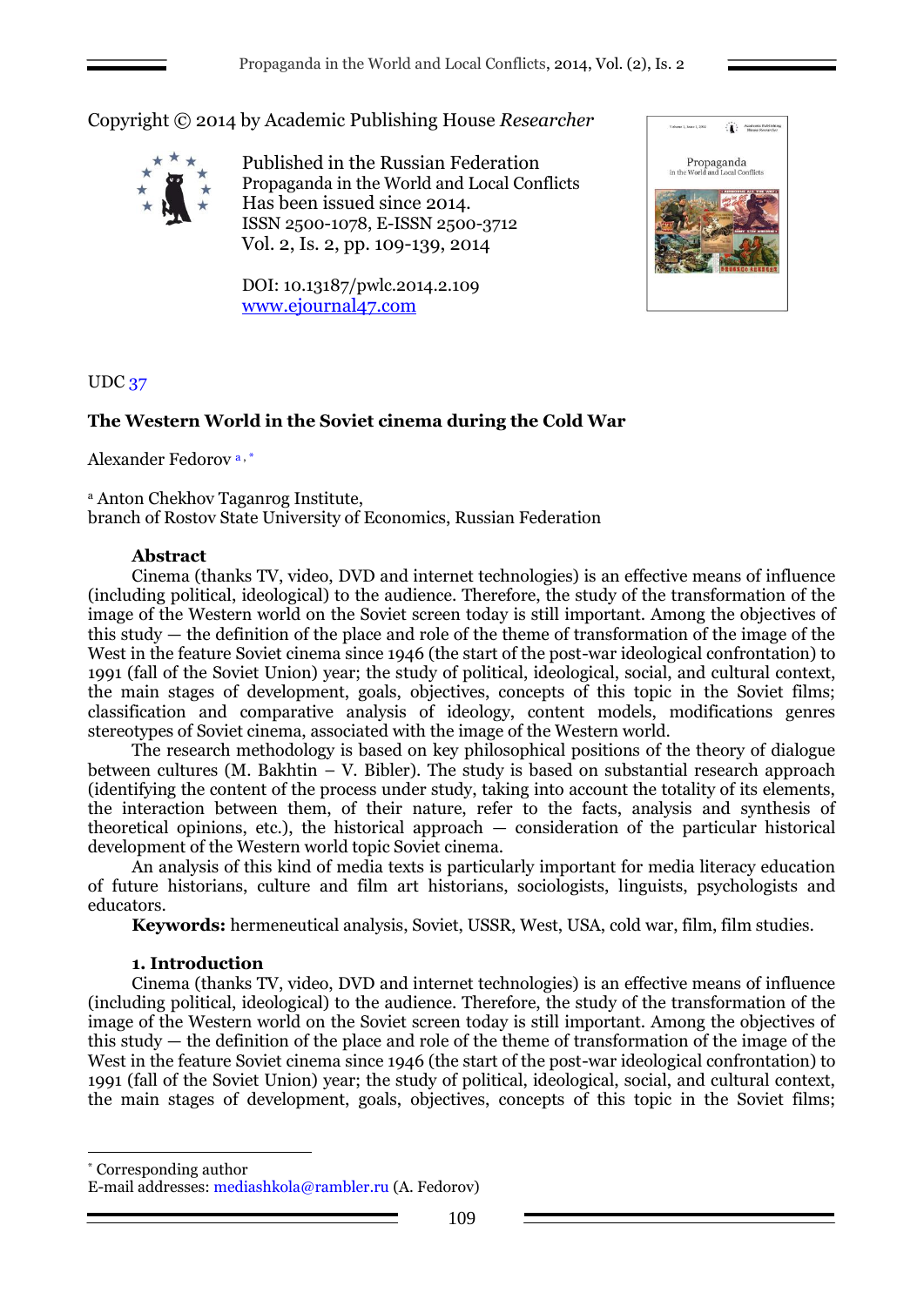Copyright © 2014 by Academic Publishing House *Researcher*

Published in the Russian Federation
Propaganda in the World and Local Conflicts
Has been issued since 2014.
ISSN 2500-1078, E-ISSN 2500-3712
Vol. 2, Is. 2, pp. 109-139, 2014

DOI: 10.13187/pwlc.2014.2.109
www.ejournal47.com

UDC 37

# The Western World in the Soviet cinema during the Cold War

Alexander Fedorov [a, *]

[a] Anton Chekhov Taganrog Institute,
branch of Rostov State University of Economics, Russian Federation

### Abstract

Cinema (thanks TV, video, DVD and internet technologies) is an effective means of influence (including political, ideological) to the audience. Therefore, the study of the transformation of the image of the Western world on the Soviet screen today is still important. Among the objectives of this study — the definition of the place and role of the theme of transformation of the image of the West in the feature Soviet cinema since 1946 (the start of the post-war ideological confrontation) to 1991 (fall of the Soviet Union) year; the study of political, ideological, social, and cultural context, the main stages of development, goals, objectives, concepts of this topic in the Soviet films; classification and comparative analysis of ideology, content models, modifications genres stereotypes of Soviet cinema, associated with the image of the Western world.

The research methodology is based on key philosophical positions of the theory of dialogue between cultures (M. Bakhtin – V. Bibler). The study is based on substantial research approach (identifying the content of the process under study, taking into account the totality of its elements, the interaction between them, of their nature, refer to the facts, analysis and synthesis of theoretical opinions, etc.), the historical approach — consideration of the particular historical development of the Western world topic Soviet cinema.

An analysis of this kind of media texts is particularly important for media literacy education of future historians, culture and film art historians, sociologists, linguists, psychologists and educators.

**Keywords:** hermeneutical analysis, Soviet, USSR, West, USA, cold war, film, film studies.

## 1. Introduction

Cinema (thanks TV, video, DVD and internet technologies) is an effective means of influence (including political, ideological) to the audience. Therefore, the study of the transformation of the image of the Western world on the Soviet screen today is still important. Among the objectives of this study — the definition of the place and role of the theme of transformation of the image of the West in the feature Soviet cinema since 1946 (the start of the post-war ideological confrontation) to 1991 (fall of the Soviet Union) year; the study of political, ideological, social, and cultural context, the main stages of development, goals, objectives, concepts of this topic in the Soviet films;

* Corresponding author
E-mail addresses: mediashkola@rambler.ru (A. Fedorov)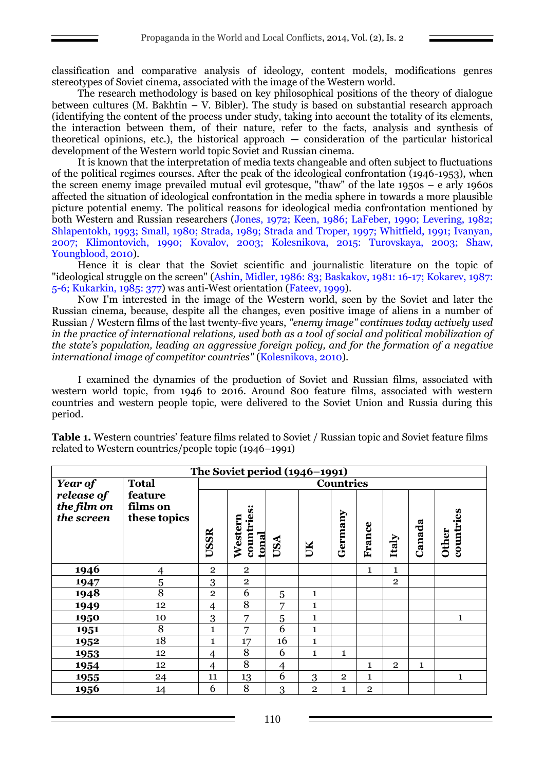classification and comparative analysis of ideology, content models, modifications genres stereotypes of Soviet cinema, associated with the image of the Western world.

The research methodology is based on key philosophical positions of the theory of dialogue between cultures (M. Bakhtin – V. Bibler). The study is based on substantial research approach (identifying the content of the process under study, taking into account the totality of its elements, the interaction between them, of their nature, refer to the facts, analysis and synthesis of theoretical opinions, etc.), the historical approach — consideration of the particular historical development of the Western world topic Soviet and Russian cinema.

It is known that the interpretation of media texts changeable and often subject to fluctuations of the political regimes courses. After the peak of the ideological confrontation (1946-1953), when the screen enemy image prevailed mutual evil grotesque, "thaw" of the late 1950s – e arly 1960s affected the situation of ideological confrontation in the media sphere in towards a more plausible picture potential enemy. The political reasons for ideological media confrontation mentioned by both Western and Russian researchers (Jones, 1972; Keen, 1986; LaFeber, 1990; Levering, 1982; Shlapentokh, 1993; Small, 1980; Strada, 1989; Strada and Troper, 1997; Whitfield, 1991; Ivanyan, 2007; Klimontovich, 1990; Kovalov, 2003; Kolesnikova, 2015: Turovskaya, 2003; Shaw, Youngblood, 2010).

Hence it is clear that the Soviet scientific and journalistic literature on the topic of "ideological struggle on the screen" (Ashin, Midler, 1986: 83; Baskakov, 1981: 16-17; Kokarev, 1987: 5-6; Kukarkin, 1985: 377) was anti-West orientation (Fateev, 1999).

Now I'm interested in the image of the Western world, seen by the Soviet and later the Russian cinema, because, despite all the changes, even positive image of aliens in a number of Russian / Western films of the last twenty-five years, *"enemy image" continues today actively used in the practice of international relations, used both as a tool of social and political mobilization of the state's population, leading an aggressive foreign policy, and for the formation of a negative international image of competitor countries"* (Kolesnikova, 2010).

I examined the dynamics of the production of Soviet and Russian films, associated with western world topic, from 1946 to 2016. Around 800 feature films, associated with western countries and western people topic, were delivered to the Soviet Union and Russia during this period.

**Table 1.** Western countries' feature films related to Soviet / Russian topic and Soviet feature films related to Western countries/people topic (1946–1991)

| The Soviet period (1946–1991) | | | | | | | | | | |
|---|---|---|---|---|---|---|---|---|---|---|
| ***Year of release of the film on the screen*** | **Total feature films on these topics** | **Countries** | | | | | | | | |
| | | **USSR** | **Western countries: total** | **USA** | **UK** | **Germany** | **France** | **Italy** | **Canada** | **Other countries** |
| **1946** | 4 | 2 | 2 | | | | 1 | 1 | | |
| **1947** | 5 | 3 | 2 | | | | | 2 | | |
| **1948** | 8 | 2 | 6 | 5 | 1 | | | | | |
| **1949** | 12 | 4 | 8 | 7 | 1 | | | | | |
| **1950** | 10 | 3 | 7 | 5 | 1 | | | | | 1 |
| **1951** | 8 | 1 | 7 | 6 | 1 | | | | | |
| **1952** | 18 | 1 | 17 | 16 | 1 | | | | | |
| **1953** | 12 | 4 | 8 | 6 | 1 | 1 | | | | |
| **1954** | 12 | 4 | 8 | 4 | | | 1 | 2 | 1 | |
| **1955** | 24 | 11 | 13 | 6 | 3 | 2 | 1 | | | 1 |
| **1956** | 14 | 6 | 8 | 3 | 2 | 1 | 2 | | | |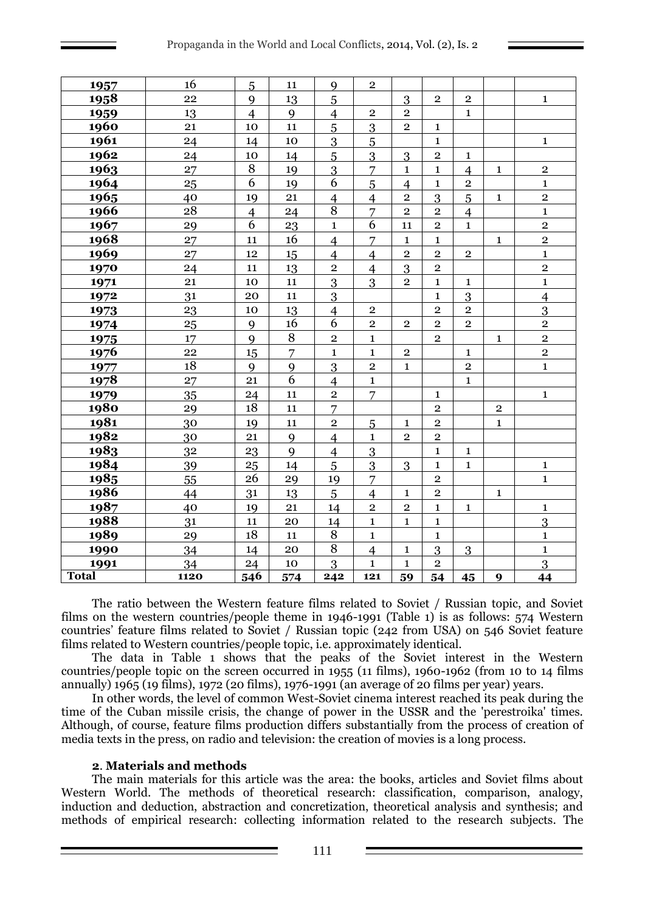| | | | | | | | | | | |
|---|---|---|---|---|---|---|---|---|---|---|
| **1957** | 16 | 5 | 11 | 9 | 2 | | | | | |
| **1958** | 22 | 9 | 13 | 5 | | 3 | 2 | 2 | | 1 |
| **1959** | 13 | 4 | 9 | 4 | 2 | 2 | | 1 | | |
| **1960** | 21 | 10 | 11 | 5 | 3 | 2 | 1 | | | |
| **1961** | 24 | 14 | 10 | 3 | 5 | | 1 | | | 1 |
| **1962** | 24 | 10 | 14 | 5 | 3 | 3 | 2 | 1 | | |
| **1963** | 27 | 8 | 19 | 3 | 7 | 1 | 1 | 4 | 1 | 2 |
| **1964** | 25 | 6 | 19 | 6 | 5 | 4 | 1 | 2 | | 1 |
| **1965** | 40 | 19 | 21 | 4 | 4 | 2 | 3 | 5 | 1 | 2 |
| **1966** | 28 | 4 | 24 | 8 | 7 | 2 | 2 | 4 | | 1 |
| **1967** | 29 | 6 | 23 | 1 | 6 | 11 | 2 | 1 | | 2 |
| **1968** | 27 | 11 | 16 | 4 | 7 | 1 | 1 | | 1 | 2 |
| **1969** | 27 | 12 | 15 | 4 | 4 | 2 | 2 | 2 | | 1 |
| **1970** | 24 | 11 | 13 | 2 | 4 | 3 | 2 | | | 2 |
| **1971** | 21 | 10 | 11 | 3 | 3 | 2 | 1 | 1 | | 1 |
| **1972** | 31 | 20 | 11 | 3 | | | 1 | 3 | | 4 |
| **1973** | 23 | 10 | 13 | 4 | 2 | | 2 | 2 | | 3 |
| **1974** | 25 | 9 | 16 | 6 | 2 | 2 | 2 | 2 | | 2 |
| **1975** | 17 | 9 | 8 | 2 | 1 | | 2 | | 1 | 2 |
| **1976** | 22 | 15 | 7 | 1 | 1 | 2 | | 1 | | 2 |
| **1977** | 18 | 9 | 9 | 3 | 2 | 1 | | 2 | | 1 |
| **1978** | 27 | 21 | 6 | 4 | 1 | | | 1 | | |
| **1979** | 35 | 24 | 11 | 2 | 7 | | 1 | | | 1 |
| **1980** | 29 | 18 | 11 | 7 | | | 2 | | 2 | |
| **1981** | 30 | 19 | 11 | 2 | 5 | 1 | 2 | | 1 | |
| **1982** | 30 | 21 | 9 | 4 | 1 | 2 | 2 | | | |
| **1983** | 32 | 23 | 9 | 4 | 3 | | 1 | 1 | | |
| **1984** | 39 | 25 | 14 | 5 | 3 | 3 | 1 | 1 | | 1 |
| **1985** | 55 | 26 | 29 | 19 | 7 | | 2 | | | 1 |
| **1986** | 44 | 31 | 13 | 5 | 4 | 1 | 2 | | 1 | |
| **1987** | 40 | 19 | 21 | 14 | 2 | 2 | 1 | 1 | | 1 |
| **1988** | 31 | 11 | 20 | 14 | 1 | 1 | 1 | | | 3 |
| **1989** | 29 | 18 | 11 | 8 | 1 | | 1 | | | 1 |
| **1990** | 34 | 14 | 20 | 8 | 4 | 1 | 3 | 3 | | 1 |
| **1991** | 34 | 24 | 10 | 3 | 1 | 1 | 2 | | | 3 |
| **Total** | **1120** | **546** | **574** | **242** | **121** | **59** | **54** | **45** | **9** | **44** |

The ratio between the Western feature films related to Soviet / Russian topic, and Soviet films on the western countries/people theme in 1946-1991 (Table 1) is as follows: 574 Western countries' feature films related to Soviet / Russian topic (242 from USA) on 546 Soviet feature films related to Western countries/people topic, i.e. approximately identical.

The data in Table 1 shows that the peaks of the Soviet interest in the Western countries/people topic on the screen occurred in 1955 (11 films), 1960-1962 (from 10 to 14 films annually) 1965 (19 films), 1972 (20 films), 1976-1991 (an average of 20 films per year) years.

In other words, the level of common West-Soviet cinema interest reached its peak during the time of the Cuban missile crisis, the change of power in the USSR and the 'perestroika' times. Although, of course, feature films production differs substantially from the process of creation of media texts in the press, on radio and television: the creation of movies is a long process.

### 2. Materials and methods

The main materials for this article was the area: the books, articles and Soviet films about Western World. The methods of theoretical research: classification, comparison, analogy, induction and deduction, abstraction and concretization, theoretical analysis and synthesis; and methods of empirical research: collecting information related to the research subjects. The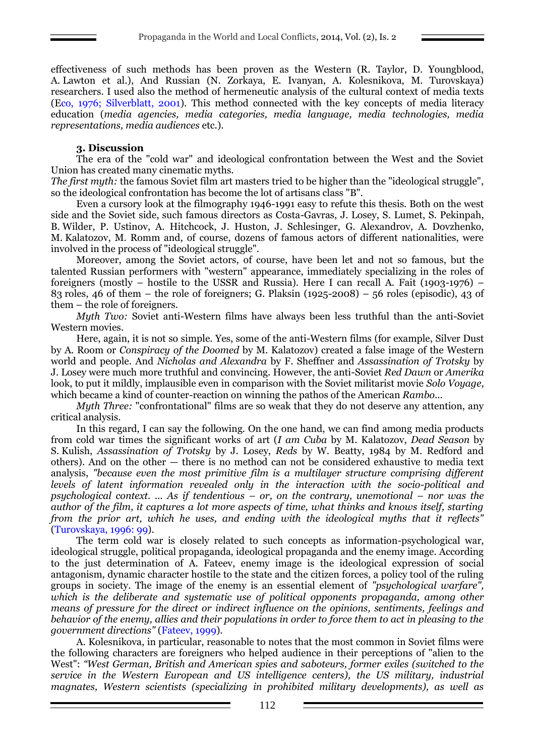effectiveness of such methods has been proven as the Western (R. Taylor, D. Youngblood, A. Lawton et al.), And Russian (N. Zorkaya, E. Ivanyan, A. Kolesnikova, M. Turovskaya) researchers. I used also the method of hermeneutic analysis of the cultural context of media texts (Eco, 1976; Silverblatt, 2001). This method connected with the key concepts of media literacy education (*media agencies, media categories, media language, media technologies, media representations, media audiences* etc.).

### 3. Discussion

The era of the "cold war" and ideological confrontation between the West and the Soviet Union has created many cinematic myths.

*The first myth:* the famous Soviet film art masters tried to be higher than the "ideological struggle", so the ideological confrontation has become the lot of artisans class "B".

Even a cursory look at the filmography 1946-1991 easy to refute this thesis. Both on the west side and the Soviet side, such famous directors as Costa-Gavras, J. Losey, S. Lumet, S. Pekinpah, B. Wilder, P. Ustinov, A. Hitchcock, J. Huston, J. Schlesinger, G. Alexandrov, A. Dovzhenko, M. Kalatozov, M. Romm and, of course, dozens of famous actors of different nationalities, were involved in the process of "ideological struggle".

Moreover, among the Soviet actors, of course, have been let and not so famous, but the talented Russian performers with "western" appearance, immediately specializing in the roles of foreigners (mostly – hostile to the USSR and Russia). Here I can recall A. Fait (1903-1976) – 83 roles, 46 of them – the role of foreigners; G. Plaksin (1925-2008) – 56 roles (episodic), 43 of them – the role of foreigners.

*Myth Two:* Soviet anti-Western films have always been less truthful than the anti-Soviet Western movies.

Here, again, it is not so simple. Yes, some of the anti-Western films (for example, Silver Dust by A. Room or *Conspiracy of the Doomed* by M. Kalatozov) created a false image of the Western world and people. And *Nicholas and Alexandra* by F. Sheffner and *Assassination of Trotsky* by J. Losey were much more truthful and convincing. However, the anti-Soviet *Red Dawn* or *Amerika* look, to put it mildly, implausible even in comparison with the Soviet militarist movie *Solo Voyage*, which became a kind of counter-reaction on winning the pathos of the American *Rambo*...

*Myth Three:* "confrontational" films are so weak that they do not deserve any attention, any critical analysis.

In this regard, I can say the following. On the one hand, we can find among media products from cold war times the significant works of art (*I am Cuba* by M. Kalatozov, *Dead Season* by S. Kulish, *Assassination of Trotsky* by J. Losey, *Reds* by W. Beatty, 1984 by M. Redford and others). And on the other — there is no method can not be considered exhaustive to media text analysis, *"because even the most primitive film is a multilayer structure comprising different levels of latent information revealed only in the interaction with the socio-political and psychological context. ... As if tendentious – or, on the contrary, unemotional – nor was the author of the film, it captures a lot more aspects of time, what thinks and knows itself, starting from the prior art, which he uses, and ending with the ideological myths that it reflects"* (Turovskaya, 1996: 99).

The term cold war is closely related to such concepts as information-psychological war, ideological struggle, political propaganda, ideological propaganda and the enemy image. According to the just determination of A. Fateev, enemy image is the ideological expression of social antagonism, dynamic character hostile to the state and the citizen forces, a policy tool of the ruling groups in society. The image of the enemy is an essential element of *"psychological warfare", which is the deliberate and systematic use of political opponents propaganda, among other means of pressure for the direct or indirect influence on the opinions, sentiments, feelings and behavior of the enemy, allies and their populations in order to force them to act in pleasing to the government directions"* (Fateev, 1999).

A. Kolesnikova, in particular, reasonable to notes that the most common in Soviet films were the following characters are foreigners who helped audience in their perceptions of "alien to the West": *"West German, British and American spies and saboteurs, former exiles (switched to the service in the Western European and US intelligence centers), the US military, industrial magnates, Western scientists (specializing in prohibited military developments), as well as*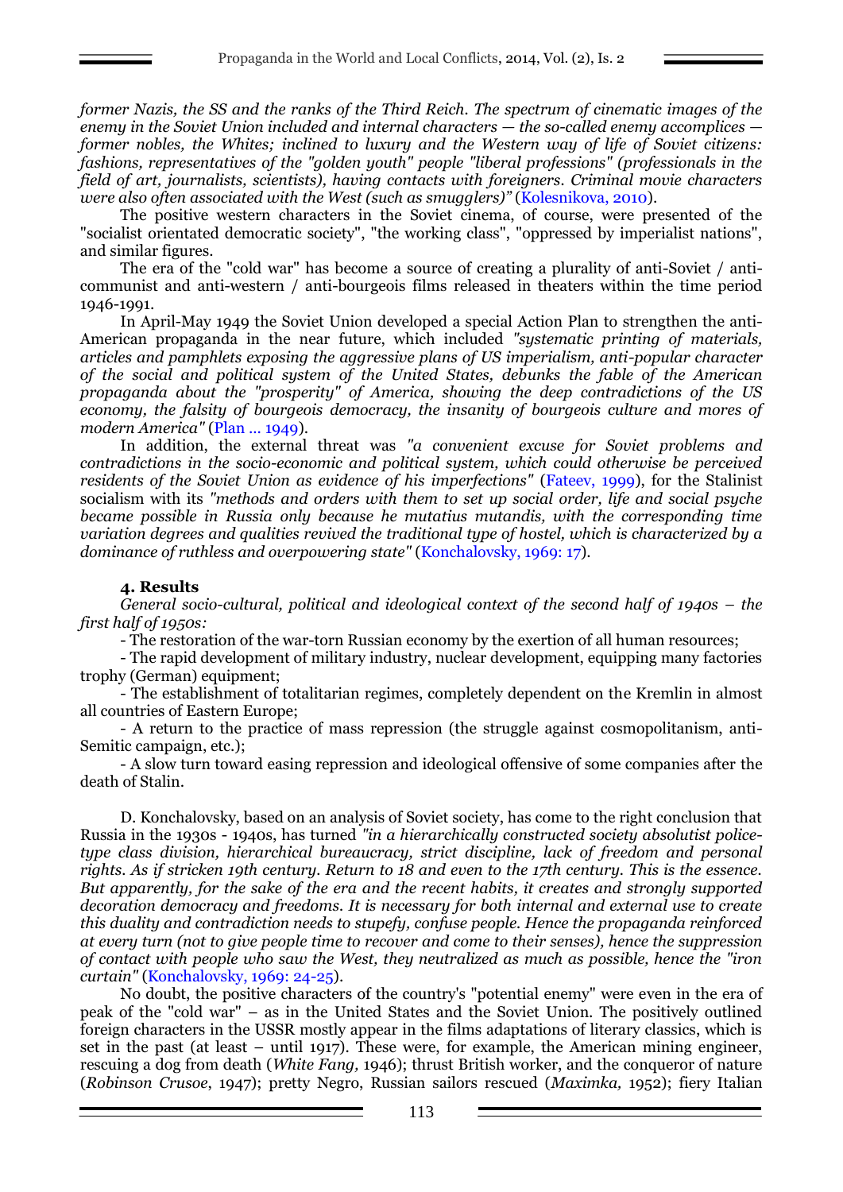*former Nazis, the SS and the ranks of the Third Reich. The spectrum of cinematic images of the enemy in the Soviet Union included and internal characters — the so-called enemy accomplices — former nobles, the Whites; inclined to luxury and the Western way of life of Soviet citizens: fashions, representatives of the "golden youth" people "liberal professions" (professionals in the field of art, journalists, scientists), having contacts with foreigners. Criminal movie characters were also often associated with the West (such as smugglers)"* (Kolesnikova, 2010).

The positive western characters in the Soviet cinema, of course, were presented of the "socialist orientated democratic society", "the working class", "oppressed by imperialist nations", and similar figures.

The era of the "cold war" has become a source of creating a plurality of anti-Soviet / anti-communist and anti-western / anti-bourgeois films released in theaters within the time period 1946-1991.

In April-May 1949 the Soviet Union developed a special Action Plan to strengthen the anti-American propaganda in the near future, which included *"systematic printing of materials, articles and pamphlets exposing the aggressive plans of US imperialism, anti-popular character of the social and political system of the United States, debunks the fable of the American propaganda about the "prosperity" of America, showing the deep contradictions of the US economy, the falsity of bourgeois democracy, the insanity of bourgeois culture and mores of modern America"* (Plan ... 1949).

In addition, the external threat was *"a convenient excuse for Soviet problems and contradictions in the socio-economic and political system, which could otherwise be perceived residents of the Soviet Union as evidence of his imperfections"* (Fateev, 1999), for the Stalinist socialism with its *"methods and orders with them to set up social order, life and social psyche became possible in Russia only because he mutatius mutandis, with the corresponding time variation degrees and qualities revived the traditional type of hostel, which is characterized by a dominance of ruthless and overpowering state"* (Konchalovsky, 1969: 17).

## 4. Results

*General socio-cultural, political and ideological context of the second half of 1940s – the first half of 1950s:*

- The restoration of the war-torn Russian economy by the exertion of all human resources;
- The rapid development of military industry, nuclear development, equipping many factories trophy (German) equipment;
- The establishment of totalitarian regimes, completely dependent on the Kremlin in almost all countries of Eastern Europe;
- A return to the practice of mass repression (the struggle against cosmopolitanism, anti-Semitic campaign, etc.);
- A slow turn toward easing repression and ideological offensive of some companies after the death of Stalin.

D. Konchalovsky, based on an analysis of Soviet society, has come to the right conclusion that Russia in the 1930s - 1940s, has turned *"in a hierarchically constructed society absolutist police-type class division, hierarchical bureaucracy, strict discipline, lack of freedom and personal rights. As if stricken 19th century. Return to 18 and even to the 17th century. This is the essence. But apparently, for the sake of the era and the recent habits, it creates and strongly supported decoration democracy and freedoms. It is necessary for both internal and external use to create this duality and contradiction needs to stupefy, confuse people. Hence the propaganda reinforced at every turn (not to give people time to recover and come to their senses), hence the suppression of contact with people who saw the West, they neutralized as much as possible, hence the "iron curtain"* (Konchalovsky, 1969: 24-25).

No doubt, the positive characters of the country's "potential enemy" were even in the era of peak of the "cold war" – as in the United States and the Soviet Union. The positively outlined foreign characters in the USSR mostly appear in the films adaptations of literary classics, which is set in the past (at least – until 1917). These were, for example, the American mining engineer, rescuing a dog from death (*White Fang*, 1946); thrust British worker, and the conqueror of nature (*Robinson Crusoe*, 1947); pretty Negro, Russian sailors rescued (*Maximka*, 1952); fiery Italian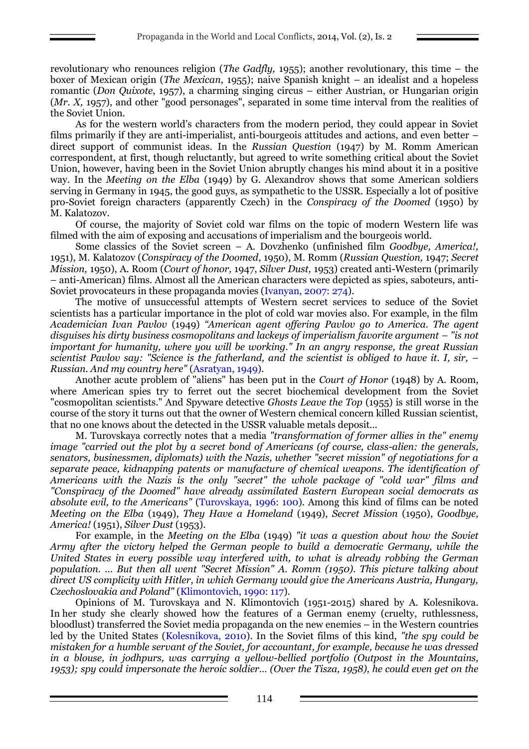revolutionary who renounces religion (*The Gadfly,* 1955); another revolutionary, this time – the boxer of Mexican origin (*The Mexican*, 1955); naive Spanish knight – an idealist and a hopeless romantic (*Don Quixote*, 1957), a charming singing circus – either Austrian, or Hungarian origin (*Mr. X,* 1957), and other "good personages", separated in some time interval from the realities of the Soviet Union.

As for the western world's characters from the modern period, they could appear in Soviet films primarily if they are anti-imperialist, anti-bourgeois attitudes and actions, and even better – direct support of communist ideas. In the *Russian Question* (1947) by M. Romm American correspondent, at first, though reluctantly, but agreed to write something critical about the Soviet Union, however, having been in the Soviet Union abruptly changes his mind about it in a positive way. In the *Meeting on the Elba* (1949) by G. Alexandrov shows that some American soldiers serving in Germany in 1945, the good guys, as sympathetic to the USSR. Especially a lot of positive pro-Soviet foreign characters (apparently Czech) in the *Conspiracy of the Doomed* (1950) by M. Kalatozov.

Of course, the majority of Soviet cold war films on the topic of modern Western life was filmed with the aim of exposing and accusations of imperialism and the bourgeois world.

Some classics of the Soviet screen – A. Dovzhenko (unfinished film *Goodbye, America!,* 1951), M. Kalatozov (*Conspiracy of the Doomed*, 1950), M. Romm (*Russian Question,* 1947; *Secret Mission,* 1950), A. Room (*Court of honor,* 1947, *Silver Dust,* 1953) created anti-Western (primarily – anti-American) films. Almost all the American characters were depicted as spies, saboteurs, anti-Soviet provocateurs in these propaganda movies (Ivanyan, 2007: 274).

The motive of unsuccessful attempts of Western secret services to seduce of the Soviet scientists has a particular importance in the plot of cold war movies also. For example, in the film *Academician Ivan Pavlov* (1949) *"American agent offering Pavlov go to America. The agent disguises his dirty business cosmopolitans and lackeys of imperialism favorite argument – "is not important for humanity, where you will be working." In an angry response, the great Russian scientist Pavlov say: "Science is the fatherland, and the scientist is obliged to have it. I, sir, – Russian. And my country here"* (Asratyan, 1949).

Another acute problem of "aliens" has been put in the *Court of Honor* (1948) by A. Room, where American spies try to ferret out the secret biochemical development from the Soviet "cosmopolitan scientists." And Spyware detective *Ghosts Leave the Top* (1955) is still worse in the course of the story it turns out that the owner of Western chemical concern killed Russian scientist, that no one knows about the detected in the USSR valuable metals deposit...

M. Turovskaya correctly notes that a media *"transformation of former allies in the" enemy image "carried out the plot by a secret bond of Americans (of course, class-alien: the generals, senators, businessmen, diplomats) with the Nazis, whether "secret mission" of negotiations for a separate peace, kidnapping patents or manufacture of chemical weapons. The identification of Americans with the Nazis is the only "secret" the whole package of "cold war" films and "Conspiracy of the Doomed" have already assimilated Eastern European social democrats as absolute evil, to the Americans"* (Turovskaya, 1996: 100). Among this kind of films can be noted *Meeting on the Elba* (1949), *They Have a Homeland* (1949), *Secret Mission* (1950), *Goodbye, America!* (1951), *Silver Dust* (1953).

For example, in the *Meeting on the Elba* (1949) *"it was a question about how the Soviet Army after the victory helped the German people to build a democratic Germany, while the United States in every possible way interfered with, to what is already robbing the German population. … But then all went "Secret Mission" A. Romm (1950). This picture talking about direct US complicity with Hitler, in which Germany would give the Americans Austria, Hungary, Czechoslovakia and Poland"* (Klimontovich, 1990: 117).

Opinions of M. Turovskaya and N. Klimontovich (1951-2015) shared by A. Kolesnikova. In her study she clearly showed how the features of a German enemy (cruelty, ruthlessness, bloodlust) transferred the Soviet media propaganda on the new enemies – in the Western countries led by the United States (Kolesnikova, 2010). In the Soviet films of this kind, *"the spy could be mistaken for a humble servant of the Soviet, for accountant, for example, because he was dressed in a blouse, in jodhpurs, was carrying a yellow-bellied portfolio (Outpost in the Mountains, 1953); spy could impersonate the heroic soldier… (Over the Tisza, 1958), he could even get on the*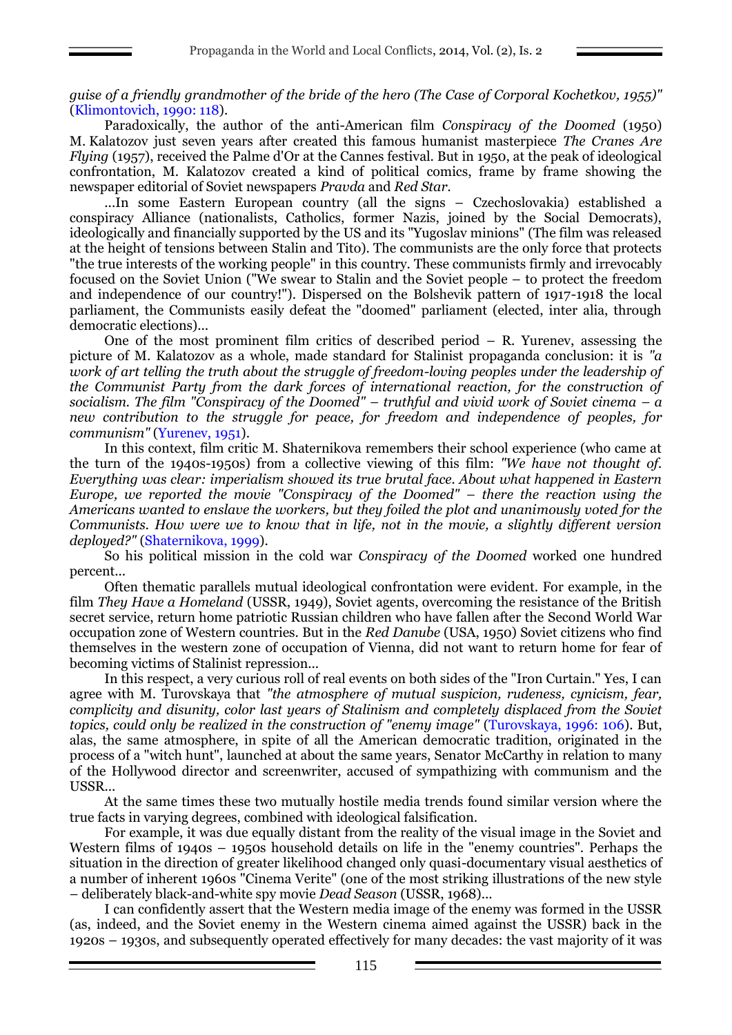*guise of a friendly grandmother of the bride of the hero (The Case of Corporal Kochetkov, 1955)"* (Klimontovich, 1990: 118).

Paradoxically, the author of the anti-American film *Conspiracy of the Doomed* (1950) M. Kalatozov just seven years after created this famous humanist masterpiece *The Cranes Are Flying* (1957), received the Palme d'Or at the Cannes festival. But in 1950, at the peak of ideological confrontation, M. Kalatozov created a kind of political comics, frame by frame showing the newspaper editorial of Soviet newspapers *Pravda* and *Red Star*.

...In some Eastern European country (all the signs – Czechoslovakia) established a conspiracy Alliance (nationalists, Catholics, former Nazis, joined by the Social Democrats), ideologically and financially supported by the US and its "Yugoslav minions" (The film was released at the height of tensions between Stalin and Tito). The communists are the only force that protects "the true interests of the working people" in this country. These communists firmly and irrevocably focused on the Soviet Union ("We swear to Stalin and the Soviet people – to protect the freedom and independence of our country!"). Dispersed on the Bolshevik pattern of 1917-1918 the local parliament, the Communists easily defeat the "doomed" parliament (elected, inter alia, through democratic elections)...

One of the most prominent film critics of described period – R. Yurenev, assessing the picture of M. Kalatozov as a whole, made standard for Stalinist propaganda conclusion: it is *"a work of art telling the truth about the struggle of freedom-loving peoples under the leadership of the Communist Party from the dark forces of international reaction, for the construction of socialism. The film "Conspiracy of the Doomed" – truthful and vivid work of Soviet cinema – a new contribution to the struggle for peace, for freedom and independence of peoples, for communism"* (Yurenev, 1951).

In this context, film critic M. Shaternikova remembers their school experience (who came at the turn of the 1940s-1950s) from a collective viewing of this film: *"We have not thought of. Everything was clear: imperialism showed its true brutal face. About what happened in Eastern Europe, we reported the movie "Conspiracy of the Doomed" – there the reaction using the Americans wanted to enslave the workers, but they foiled the plot and unanimously voted for the Communists. How were we to know that in life, not in the movie, a slightly different version deployed?"* (Shaternikova, 1999).

So his political mission in the cold war *Conspiracy of the Doomed* worked one hundred percent...

Often thematic parallels mutual ideological confrontation were evident. For example, in the film *They Have a Homeland* (USSR, 1949), Soviet agents, overcoming the resistance of the British secret service, return home patriotic Russian children who have fallen after the Second World War occupation zone of Western countries. But in the *Red Danube* (USA, 1950) Soviet citizens who find themselves in the western zone of occupation of Vienna, did not want to return home for fear of becoming victims of Stalinist repression...

In this respect, a very curious roll of real events on both sides of the "Iron Curtain." Yes, I can agree with M. Turovskaya that *"the atmosphere of mutual suspicion, rudeness, cynicism, fear, complicity and disunity, color last years of Stalinism and completely displaced from the Soviet topics, could only be realized in the construction of "enemy image"* (Turovskaya, 1996: 106). But, alas, the same atmosphere, in spite of all the American democratic tradition, originated in the process of a "witch hunt", launched at about the same years, Senator McCarthy in relation to many of the Hollywood director and screenwriter, accused of sympathizing with communism and the USSR...

At the same times these two mutually hostile media trends found similar version where the true facts in varying degrees, combined with ideological falsification.

For example, it was due equally distant from the reality of the visual image in the Soviet and Western films of 1940s – 1950s household details on life in the "enemy countries". Perhaps the situation in the direction of greater likelihood changed only quasi-documentary visual aesthetics of a number of inherent 1960s "Cinema Verite" (one of the most striking illustrations of the new style – deliberately black-and-white spy movie *Dead Season* (USSR, 1968)...

I can confidently assert that the Western media image of the enemy was formed in the USSR (as, indeed, and the Soviet enemy in the Western cinema aimed against the USSR) back in the 1920s – 1930s, and subsequently operated effectively for many decades: the vast majority of it was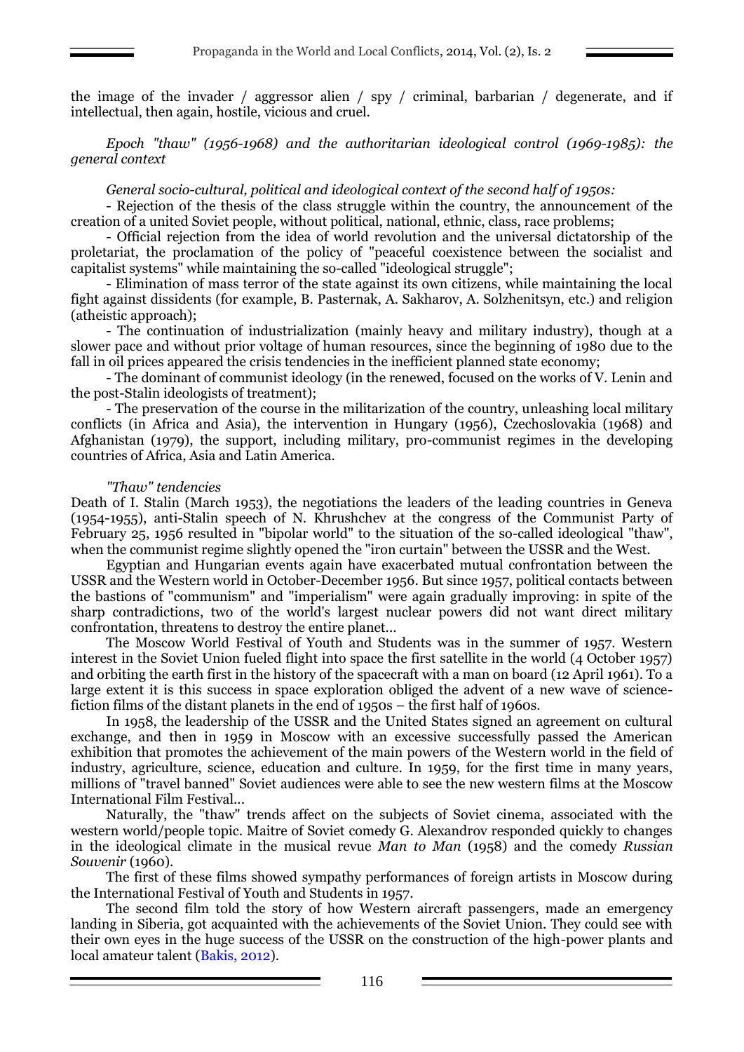the image of the invader / aggressor alien / spy / criminal, barbarian / degenerate, and if intellectual, then again, hostile, vicious and cruel.

*Epoch "thaw" (1956-1968) and the authoritarian ideological control (1969-1985): the general context*

*General socio-cultural, political and ideological context of the second half of 1950s:*

- Rejection of the thesis of the class struggle within the country, the announcement of the creation of a united Soviet people, without political, national, ethnic, class, race problems;
- Official rejection from the idea of world revolution and the universal dictatorship of the proletariat, the proclamation of the policy of "peaceful coexistence between the socialist and capitalist systems" while maintaining the so-called "ideological struggle";
- Elimination of mass terror of the state against its own citizens, while maintaining the local fight against dissidents (for example, B. Pasternak, A. Sakharov, A. Solzhenitsyn, etc.) and religion (atheistic approach);
- The continuation of industrialization (mainly heavy and military industry), though at a slower pace and without prior voltage of human resources, since the beginning of 1980 due to the fall in oil prices appeared the crisis tendencies in the inefficient planned state economy;
- The dominant of communist ideology (in the renewed, focused on the works of V. Lenin and the post-Stalin ideologists of treatment);
- The preservation of the course in the militarization of the country, unleashing local military conflicts (in Africa and Asia), the intervention in Hungary (1956), Czechoslovakia (1968) and Afghanistan (1979), the support, including military, pro-communist regimes in the developing countries of Africa, Asia and Latin America.

*"Thaw" tendencies*

Death of I. Stalin (March 1953), the negotiations the leaders of the leading countries in Geneva (1954-1955), anti-Stalin speech of N. Khrushchev at the congress of the Communist Party of February 25, 1956 resulted in "bipolar world" to the situation of the so-called ideological "thaw", when the communist regime slightly opened the "iron curtain" between the USSR and the West.

Egyptian and Hungarian events again have exacerbated mutual confrontation between the USSR and the Western world in October-December 1956. But since 1957, political contacts between the bastions of "communism" and "imperialism" were again gradually improving: in spite of the sharp contradictions, two of the world's largest nuclear powers did not want direct military confrontation, threatens to destroy the entire planet...

The Moscow World Festival of Youth and Students was in the summer of 1957. Western interest in the Soviet Union fueled flight into space the first satellite in the world (4 October 1957) and orbiting the earth first in the history of the spacecraft with a man on board (12 April 1961). To a large extent it is this success in space exploration obliged the advent of a new wave of science-fiction films of the distant planets in the end of 1950s – the first half of 1960s.

In 1958, the leadership of the USSR and the United States signed an agreement on cultural exchange, and then in 1959 in Moscow with an excessive successfully passed the American exhibition that promotes the achievement of the main powers of the Western world in the field of industry, agriculture, science, education and culture. In 1959, for the first time in many years, millions of "travel banned" Soviet audiences were able to see the new western films at the Moscow International Film Festival...

Naturally, the "thaw" trends affect on the subjects of Soviet cinema, associated with the western world/people topic. Maitre of Soviet comedy G. Alexandrov responded quickly to changes in the ideological climate in the musical revue *Man to Man* (1958) and the comedy *Russian Souvenir* (1960).

The first of these films showed sympathy performances of foreign artists in Moscow during the International Festival of Youth and Students in 1957.

The second film told the story of how Western aircraft passengers, made an emergency landing in Siberia, got acquainted with the achievements of the Soviet Union. They could see with their own eyes in the huge success of the USSR on the construction of the high-power plants and local amateur talent (Bakis, 2012).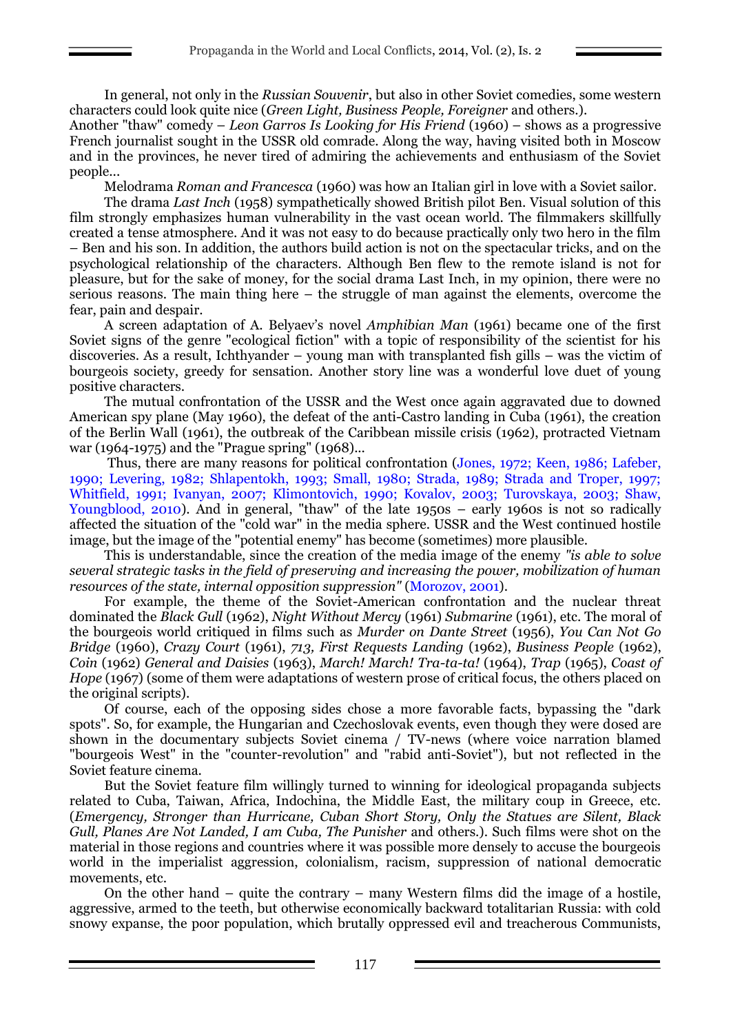In general, not only in the *Russian Souvenir*, but also in other Soviet comedies, some western characters could look quite nice (*Green Light, Business People, Foreigner* and others.).

Another "thaw" comedy – *Leon Garros Is Looking for His Friend* (1960) – shows as a progressive French journalist sought in the USSR old comrade. Along the way, having visited both in Moscow and in the provinces, he never tired of admiring the achievements and enthusiasm of the Soviet people...

Melodrama *Roman and Francesca* (1960) was how an Italian girl in love with a Soviet sailor.

The drama *Last Inch* (1958) sympathetically showed British pilot Ben. Visual solution of this film strongly emphasizes human vulnerability in the vast ocean world. The filmmakers skillfully created a tense atmosphere. And it was not easy to do because practically only two hero in the film – Ben and his son. In addition, the authors build action is not on the spectacular tricks, and on the psychological relationship of the characters. Although Ben flew to the remote island is not for pleasure, but for the sake of money, for the social drama Last Inch, in my opinion, there were no serious reasons. The main thing here – the struggle of man against the elements, overcome the fear, pain and despair.

A screen adaptation of A. Belyaev's novel *Amphibian Man* (1961) became one of the first Soviet signs of the genre "ecological fiction" with a topic of responsibility of the scientist for his discoveries. As a result, Ichthyander – young man with transplanted fish gills – was the victim of bourgeois society, greedy for sensation. Another story line was a wonderful love duet of young positive characters.

The mutual confrontation of the USSR and the West once again aggravated due to downed American spy plane (May 1960), the defeat of the anti-Castro landing in Cuba (1961), the creation of the Berlin Wall (1961), the outbreak of the Caribbean missile crisis (1962), protracted Vietnam war (1964-1975) and the "Prague spring" (1968)...

Thus, there are many reasons for political confrontation (Jones, 1972; Keen, 1986; Lafeber, 1990; Levering, 1982; Shlapentokh, 1993; Small, 1980; Strada, 1989; Strada and Troper, 1997; Whitfield, 1991; Ivanyan, 2007; Klimontovich, 1990; Kovalov, 2003; Turovskaya, 2003; Shaw, Youngblood, 2010). And in general, "thaw" of the late 1950s – early 1960s is not so radically affected the situation of the "cold war" in the media sphere. USSR and the West continued hostile image, but the image of the "potential enemy" has become (sometimes) more plausible.

This is understandable, since the creation of the media image of the enemy *"is able to solve several strategic tasks in the field of preserving and increasing the power, mobilization of human resources of the state, internal opposition suppression"* (Morozov, 2001).

For example, the theme of the Soviet-American confrontation and the nuclear threat dominated the *Black Gull* (1962), *Night Without Mercy* (1961) *Submarine* (1961), etc. The moral of the bourgeois world critiqued in films such as *Murder on Dante Street* (1956), *You Can Not Go Bridge* (1960), *Crazy Court* (1961), *713, First Requests Landing* (1962), *Business People* (1962), *Coin* (1962) *General and Daisies* (1963), *March! March! Tra-ta-ta!* (1964), *Trap* (1965), *Coast of Hope* (1967) (some of them were adaptations of western prose of critical focus, the others placed on the original scripts).

Of course, each of the opposing sides chose a more favorable facts, bypassing the "dark spots". So, for example, the Hungarian and Czechoslovak events, even though they were dosed are shown in the documentary subjects Soviet cinema / TV-news (where voice narration blamed "bourgeois West" in the "counter-revolution" and "rabid anti-Soviet"), but not reflected in the Soviet feature cinema.

But the Soviet feature film willingly turned to winning for ideological propaganda subjects related to Cuba, Taiwan, Africa, Indochina, the Middle East, the military coup in Greece, etc. (*Emergency, Stronger than Hurricane, Cuban Short Story, Only the Statues are Silent, Black Gull, Planes Are Not Landed, I am Cuba, The Punisher* and others.). Such films were shot on the material in those regions and countries where it was possible more densely to accuse the bourgeois world in the imperialist aggression, colonialism, racism, suppression of national democratic movements, etc.

On the other hand – quite the contrary – many Western films did the image of a hostile, aggressive, armed to the teeth, but otherwise economically backward totalitarian Russia: with cold snowy expanse, the poor population, which brutally oppressed evil and treacherous Communists,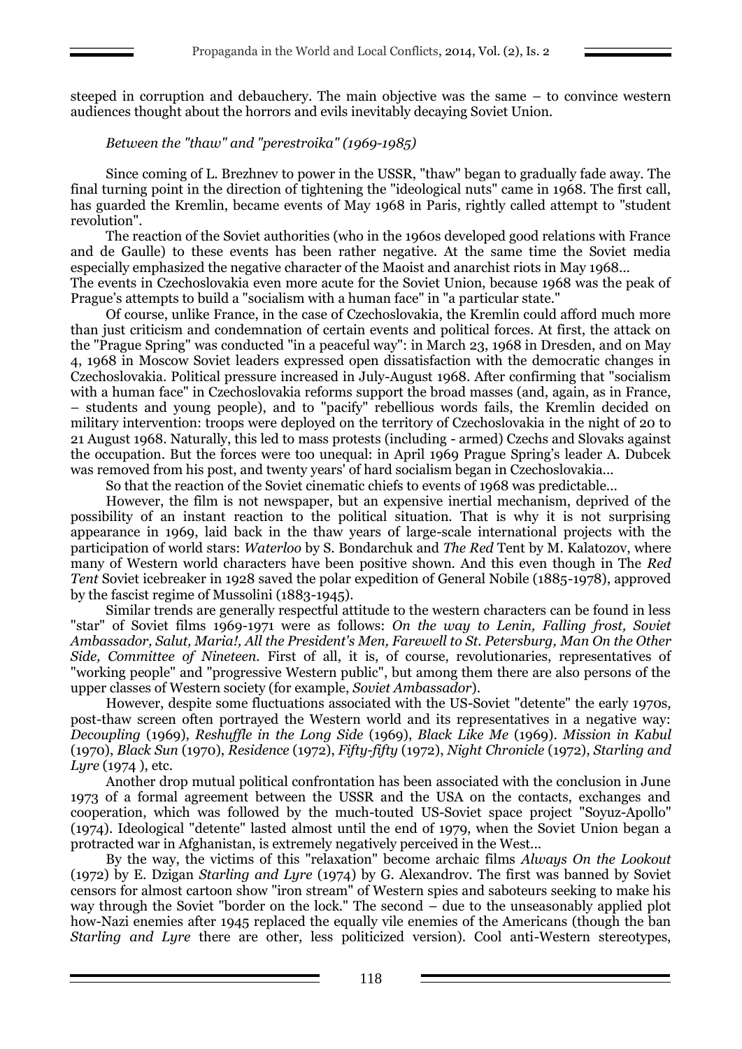steeped in corruption and debauchery. The main objective was the same – to convince western audiences thought about the horrors and evils inevitably decaying Soviet Union.

*Between the "thaw" and "perestroika" (1969-1985)*

Since coming of L. Brezhnev to power in the USSR, "thaw" began to gradually fade away. The final turning point in the direction of tightening the "ideological nuts" came in 1968. The first call, has guarded the Kremlin, became events of May 1968 in Paris, rightly called attempt to "student revolution".

The reaction of the Soviet authorities (who in the 1960s developed good relations with France and de Gaulle) to these events has been rather negative. At the same time the Soviet media especially emphasized the negative character of the Maoist and anarchist riots in May 1968...

The events in Czechoslovakia even more acute for the Soviet Union, because 1968 was the peak of Prague's attempts to build a "socialism with a human face" in "a particular state."

Of course, unlike France, in the case of Czechoslovakia, the Kremlin could afford much more than just criticism and condemnation of certain events and political forces. At first, the attack on the "Prague Spring" was conducted "in a peaceful way": in March 23, 1968 in Dresden, and on May 4, 1968 in Moscow Soviet leaders expressed open dissatisfaction with the democratic changes in Czechoslovakia. Political pressure increased in July-August 1968. After confirming that "socialism with a human face" in Czechoslovakia reforms support the broad masses (and, again, as in France, – students and young people), and to "pacify" rebellious words fails, the Kremlin decided on military intervention: troops were deployed on the territory of Czechoslovakia in the night of 20 to 21 August 1968. Naturally, this led to mass protests (including - armed) Czechs and Slovaks against the occupation. But the forces were too unequal: in April 1969 Prague Spring's leader A. Dubcek was removed from his post, and twenty years' of hard socialism began in Czechoslovakia...

So that the reaction of the Soviet cinematic chiefs to events of 1968 was predictable...

However, the film is not newspaper, but an expensive inertial mechanism, deprived of the possibility of an instant reaction to the political situation. That is why it is not surprising appearance in 1969, laid back in the thaw years of large-scale international projects with the participation of world stars: *Waterloo* by S. Bondarchuk and *The Red* Tent by M. Kalatozov, where many of Western world characters have been positive shown. And this even though in The *Red Tent* Soviet icebreaker in 1928 saved the polar expedition of General Nobile (1885-1978), approved by the fascist regime of Mussolini (1883-1945).

Similar trends are generally respectful attitude to the western characters can be found in less "star" of Soviet films 1969-1971 were as follows: *On the way to Lenin, Falling frost, Soviet Ambassador, Salut, Maria!, All the President's Men, Farewell to St. Petersburg, Man On the Other Side, Committee of Nineteen.* First of all, it is, of course, revolutionaries, representatives of "working people" and "progressive Western public", but among them there are also persons of the upper classes of Western society (for example, *Soviet Ambassador*).

However, despite some fluctuations associated with the US-Soviet "detente" the early 1970s, post-thaw screen often portrayed the Western world and its representatives in a negative way: *Decoupling* (1969), *Reshuffle in the Long Side* (1969), *Black Like Me* (1969). *Mission in Kabul* (1970), *Black Sun* (1970), *Residence* (1972), *Fifty-fifty* (1972), *Night Chronicle* (1972), *Starling and Lyre* (1974 ), etc.

Another drop mutual political confrontation has been associated with the conclusion in June 1973 of a formal agreement between the USSR and the USA on the contacts, exchanges and cooperation, which was followed by the much-touted US-Soviet space project "Soyuz-Apollo" (1974). Ideological "detente" lasted almost until the end of 1979, when the Soviet Union began a protracted war in Afghanistan, is extremely negatively perceived in the West...

By the way, the victims of this "relaxation" become archaic films *Always On the Lookout* (1972) by E. Dzigan *Starling and Lyre* (1974) by G. Alexandrov. The first was banned by Soviet censors for almost cartoon show "iron stream" of Western spies and saboteurs seeking to make his way through the Soviet "border on the lock." The second – due to the unseasonably applied plot how-Nazi enemies after 1945 replaced the equally vile enemies of the Americans (though the ban *Starling and Lyre* there are other, less politicized version). Cool anti-Western stereotypes,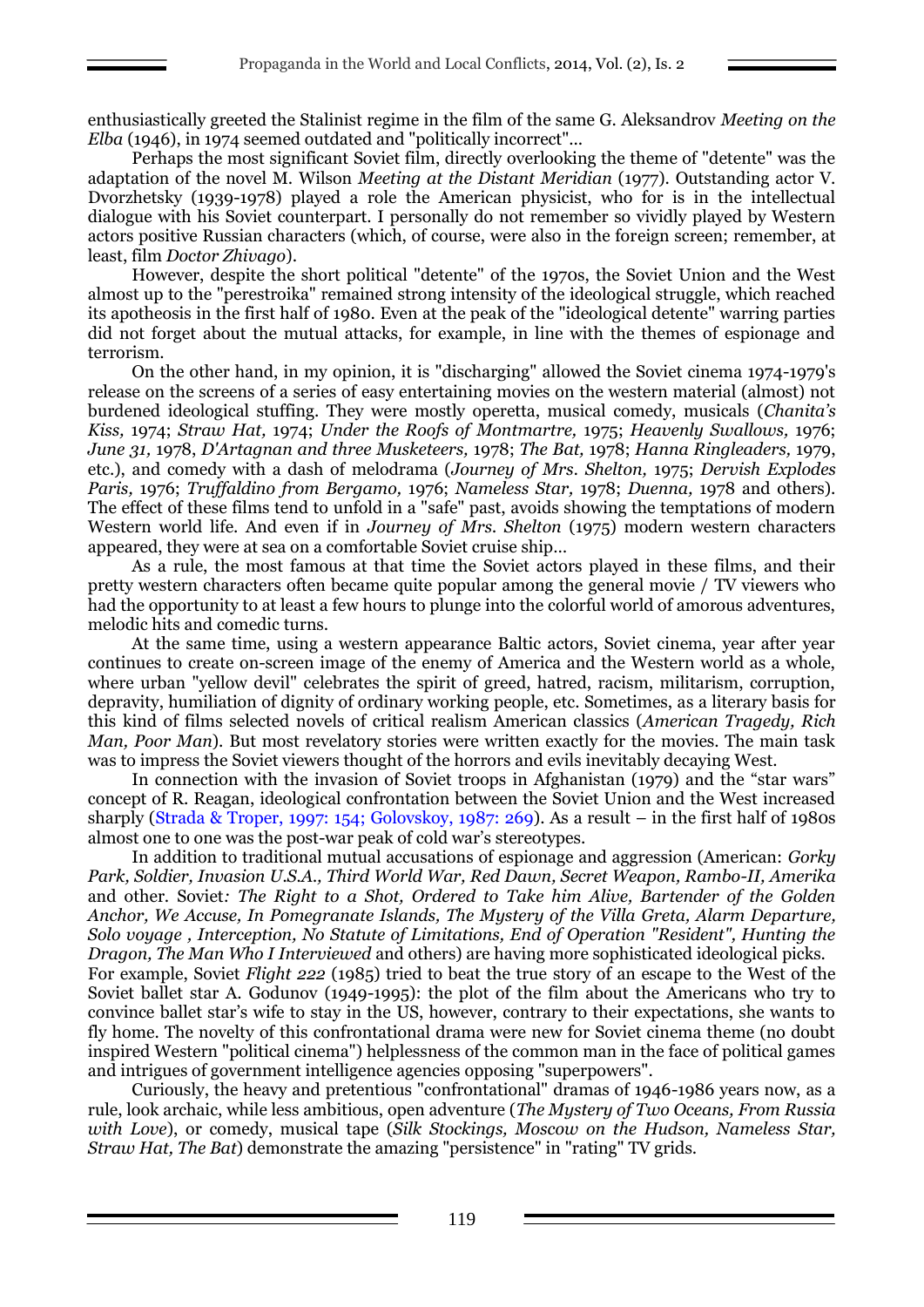enthusiastically greeted the Stalinist regime in the film of the same G. Aleksandrov *Meeting on the Elba* (1946), in 1974 seemed outdated and "politically incorrect"...

Perhaps the most significant Soviet film, directly overlooking the theme of "detente" was the adaptation of the novel M. Wilson *Meeting at the Distant Meridian* (1977). Outstanding actor V. Dvorzhetsky (1939-1978) played a role the American physicist, who for is in the intellectual dialogue with his Soviet counterpart. I personally do not remember so vividly played by Western actors positive Russian characters (which, of course, were also in the foreign screen; remember, at least, film *Doctor Zhivago*).

However, despite the short political "detente" of the 1970s, the Soviet Union and the West almost up to the "perestroika" remained strong intensity of the ideological struggle, which reached its apotheosis in the first half of 1980. Even at the peak of the "ideological detente" warring parties did not forget about the mutual attacks, for example, in line with the themes of espionage and terrorism.

On the other hand, in my opinion, it is "discharging" allowed the Soviet cinema 1974-1979's release on the screens of a series of easy entertaining movies on the western material (almost) not burdened ideological stuffing. They were mostly operetta, musical comedy, musicals (*Chanita's Kiss,* 1974; *Straw Hat,* 1974; *Under the Roofs of Montmartre,* 1975; *Heavenly Swallows,* 1976; *June 31,* 1978, *D'Artagnan and three Musketeers,* 1978; *The Bat,* 1978; *Hanna Ringleaders,* 1979, etc.), and comedy with a dash of melodrama (*Journey of Mrs. Shelton,* 1975; *Dervish Explodes Paris,* 1976; *Truffaldino from Bergamo,* 1976; *Nameless Star,* 1978; *Duenna,* 1978 and others). The effect of these films tend to unfold in a "safe" past, avoids showing the temptations of modern Western world life. And even if in *Journey of Mrs. Shelton* (1975) modern western characters appeared, they were at sea on a comfortable Soviet cruise ship...

As a rule, the most famous at that time the Soviet actors played in these films, and their pretty western characters often became quite popular among the general movie / TV viewers who had the opportunity to at least a few hours to plunge into the colorful world of amorous adventures, melodic hits and comedic turns.

At the same time, using a western appearance Baltic actors, Soviet cinema, year after year continues to create on-screen image of the enemy of America and the Western world as a whole, where urban "yellow devil" celebrates the spirit of greed, hatred, racism, militarism, corruption, depravity, humiliation of dignity of ordinary working people, etc. Sometimes, as a literary basis for this kind of films selected novels of critical realism American classics (*American Tragedy, Rich Man, Poor Man*). But most revelatory stories were written exactly for the movies. The main task was to impress the Soviet viewers thought of the horrors and evils inevitably decaying West.

In connection with the invasion of Soviet troops in Afghanistan (1979) and the "star wars" concept of R. Reagan, ideological confrontation between the Soviet Union and the West increased sharply (Strada & Troper, 1997: 154; Golovskoy, 1987: 269). As a result – in the first half of 1980s almost one to one was the post-war peak of cold war's stereotypes.

In addition to traditional mutual accusations of espionage and aggression (American: *Gorky Park, Soldier, Invasion U.S.A., Third World War, Red Dawn, Secret Weapon, Rambo-II, Amerika* and other. Soviet*: The Right to a Shot, Ordered to Take him Alive, Bartender of the Golden Anchor, We Accuse, In Pomegranate Islands, The Mystery of the Villa Greta, Alarm Departure, Solo voyage , Interception, No Statute of Limitations, End of Operation "Resident", Hunting the Dragon, The Man Who I Interviewed* and others) are having more sophisticated ideological picks. For example, Soviet *Flight 222* (1985) tried to beat the true story of an escape to the West of the Soviet ballet star A. Godunov (1949-1995): the plot of the film about the Americans who try to convince ballet star's wife to stay in the US, however, contrary to their expectations, she wants to fly home. The novelty of this confrontational drama were new for Soviet cinema theme (no doubt inspired Western "political cinema") helplessness of the common man in the face of political games and intrigues of government intelligence agencies opposing "superpowers".

Curiously, the heavy and pretentious "confrontational" dramas of 1946-1986 years now, as a rule, look archaic, while less ambitious, open adventure (*The Mystery of Two Oceans, From Russia with Love*), or comedy, musical tape (*Silk Stockings, Moscow on the Hudson, Nameless Star, Straw Hat, The Bat*) demonstrate the amazing "persistence" in "rating" TV grids.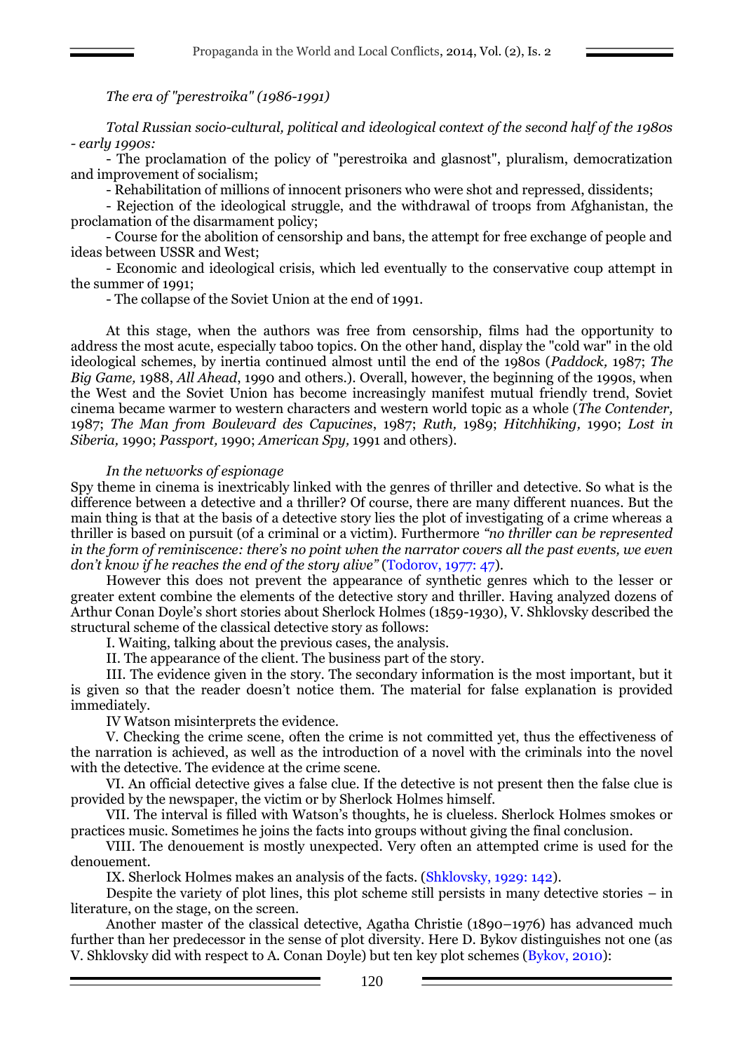*The era of "perestroika" (1986-1991)*

*Total Russian socio-cultural, political and ideological context of the second half of the 1980s - early 1990s:*

- The proclamation of the policy of "perestroika and glasnost", pluralism, democratization and improvement of socialism;
- Rehabilitation of millions of innocent prisoners who were shot and repressed, dissidents;
- Rejection of the ideological struggle, and the withdrawal of troops from Afghanistan, the proclamation of the disarmament policy;
- Course for the abolition of censorship and bans, the attempt for free exchange of people and ideas between USSR and West;
- Economic and ideological crisis, which led eventually to the conservative coup attempt in the summer of 1991;
- The collapse of the Soviet Union at the end of 1991.

At this stage, when the authors was free from censorship, films had the opportunity to address the most acute, especially taboo topics. On the other hand, display the "cold war" in the old ideological schemes, by inertia continued almost until the end of the 1980s (*Paddock,* 1987; *The Big Game,* 1988, *All Ahead*, 1990 and others.). Overall, however, the beginning of the 1990s, when the West and the Soviet Union has become increasingly manifest mutual friendly trend, Soviet cinema became warmer to western characters and western world topic as a whole (*The Contender,* 1987; *The Man from Boulevard des Capucines*, 1987; *Ruth,* 1989; *Hitchhiking,* 1990; *Lost in Siberia,* 1990; *Passport,* 1990; *American Spy,* 1991 and others).

*In the networks of espionage*

Spy theme in cinema is inextricably linked with the genres of thriller and detective. So what is the difference between a detective and a thriller? Of course, there are many different nuances. But the main thing is that at the basis of a detective story lies the plot of investigating of a crime whereas a thriller is based on pursuit (of a criminal or a victim). Furthermore *"no thriller can be represented in the form of reminiscence: there's no point when the narrator covers all the past events, we even don't know if he reaches the end of the story alive"* (Todorov, 1977: 47).

However this does not prevent the appearance of synthetic genres which to the lesser or greater extent combine the elements of the detective story and thriller. Having analyzed dozens of Arthur Conan Doyle's short stories about Sherlock Holmes (1859-1930), V. Shklovsky described the structural scheme of the classical detective story as follows:

I. Waiting, talking about the previous cases, the analysis.

II. The appearance of the client. The business part of the story.

III. The evidence given in the story. The secondary information is the most important, but it is given so that the reader doesn't notice them. The material for false explanation is provided immediately.

IV Watson misinterprets the evidence.

V. Checking the crime scene, often the crime is not committed yet, thus the effectiveness of the narration is achieved, as well as the introduction of a novel with the criminals into the novel with the detective. The evidence at the crime scene.

VI. An official detective gives a false clue. If the detective is not present then the false clue is provided by the newspaper, the victim or by Sherlock Holmes himself.

VII. The interval is filled with Watson's thoughts, he is clueless. Sherlock Holmes smokes or practices music. Sometimes he joins the facts into groups without giving the final conclusion.

VIII. The denouement is mostly unexpected. Very often an attempted crime is used for the denouement.

IX. Sherlock Holmes makes an analysis of the facts. (Shklovsky, 1929: 142).

Despite the variety of plot lines, this plot scheme still persists in many detective stories – in literature, on the stage, on the screen.

Another master of the classical detective, Agatha Christie (1890–1976) has advanced much further than her predecessor in the sense of plot diversity. Here D. Bykov distinguishes not one (as V. Shklovsky did with respect to A. Conan Doyle) but ten key plot schemes (Bykov, 2010):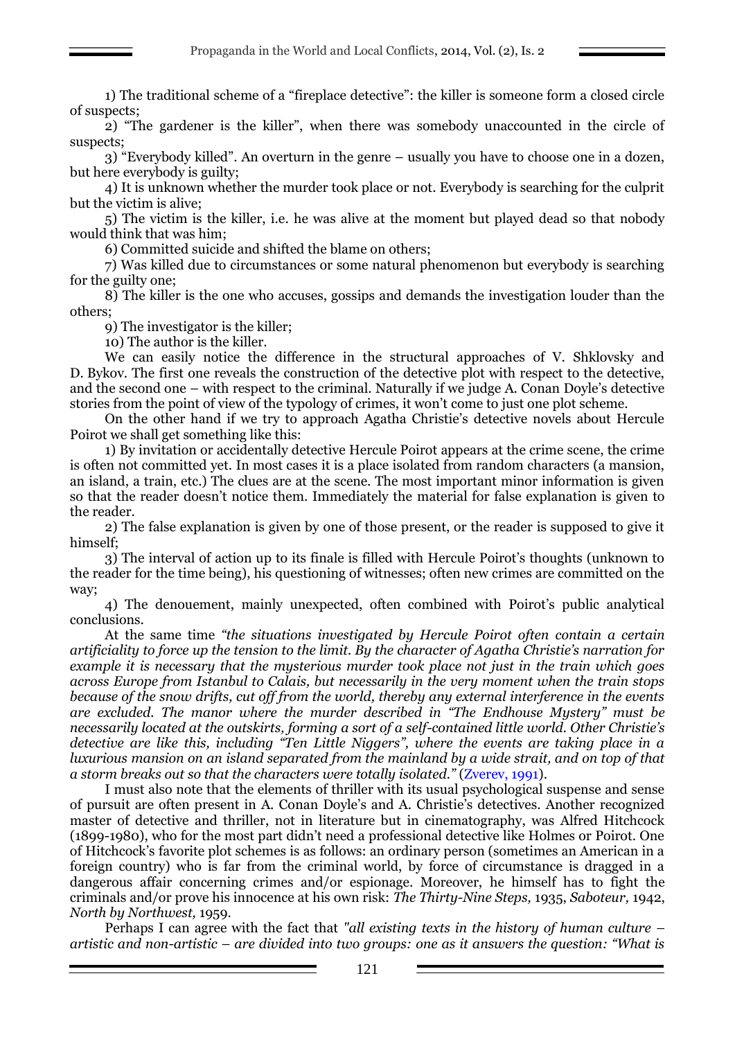1) The traditional scheme of a "fireplace detective": the killer is someone form a closed circle of suspects;

2) "The gardener is the killer", when there was somebody unaccounted in the circle of suspects;

3) "Everybody killed". An overturn in the genre – usually you have to choose one in a dozen, but here everybody is guilty;

4) It is unknown whether the murder took place or not. Everybody is searching for the culprit but the victim is alive;

5) The victim is the killer, i.e. he was alive at the moment but played dead so that nobody would think that was him;

6) Committed suicide and shifted the blame on others;

7) Was killed due to circumstances or some natural phenomenon but everybody is searching for the guilty one;

8) The killer is the one who accuses, gossips and demands the investigation louder than the others;

9) The investigator is the killer;

10) The author is the killer.

We can easily notice the difference in the structural approaches of V. Shklovsky and D. Bykov. The first one reveals the construction of the detective plot with respect to the detective, and the second one – with respect to the criminal. Naturally if we judge A. Conan Doyle's detective stories from the point of view of the typology of crimes, it won't come to just one plot scheme.

On the other hand if we try to approach Agatha Christie's detective novels about Hercule Poirot we shall get something like this:

1) By invitation or accidentally detective Hercule Poirot appears at the crime scene, the crime is often not committed yet. In most cases it is a place isolated from random characters (a mansion, an island, a train, etc.) The clues are at the scene. The most important minor information is given so that the reader doesn't notice them. Immediately the material for false explanation is given to the reader.

2) The false explanation is given by one of those present, or the reader is supposed to give it himself;

3) The interval of action up to its finale is filled with Hercule Poirot's thoughts (unknown to the reader for the time being), his questioning of witnesses; often new crimes are committed on the way;

4) The denouement, mainly unexpected, often combined with Poirot's public analytical conclusions.

At the same time *"the situations investigated by Hercule Poirot often contain a certain artificiality to force up the tension to the limit. By the character of Agatha Christie's narration for example it is necessary that the mysterious murder took place not just in the train which goes across Europe from Istanbul to Calais, but necessarily in the very moment when the train stops because of the snow drifts, cut off from the world, thereby any external interference in the events are excluded. The manor where the murder described in "The Endhouse Mystery" must be necessarily located at the outskirts, forming a sort of a self-contained little world. Other Christie's detective are like this, including "Ten Little Niggers", where the events are taking place in a luxurious mansion on an island separated from the mainland by a wide strait, and on top of that a storm breaks out so that the characters were totally isolated."* (Zverev, 1991).

I must also note that the elements of thriller with its usual psychological suspense and sense of pursuit are often present in A. Conan Doyle's and A. Christie's detectives. Another recognized master of detective and thriller, not in literature but in cinematography, was Alfred Hitchcock (1899-1980), who for the most part didn't need a professional detective like Holmes or Poirot. One of Hitchcock's favorite plot schemes is as follows: an ordinary person (sometimes an American in a foreign country) who is far from the criminal world, by force of circumstance is dragged in a dangerous affair concerning crimes and/or espionage. Moreover, he himself has to fight the criminals and/or prove his innocence at his own risk: *The Thirty-Nine Steps,* 1935, *Saboteur,* 1942, *North by Northwest,* 1959.

Perhaps I can agree with the fact that *"all existing texts in the history of human culture – artistic and non-artistic – are divided into two groups: one as it answers the question: "What is*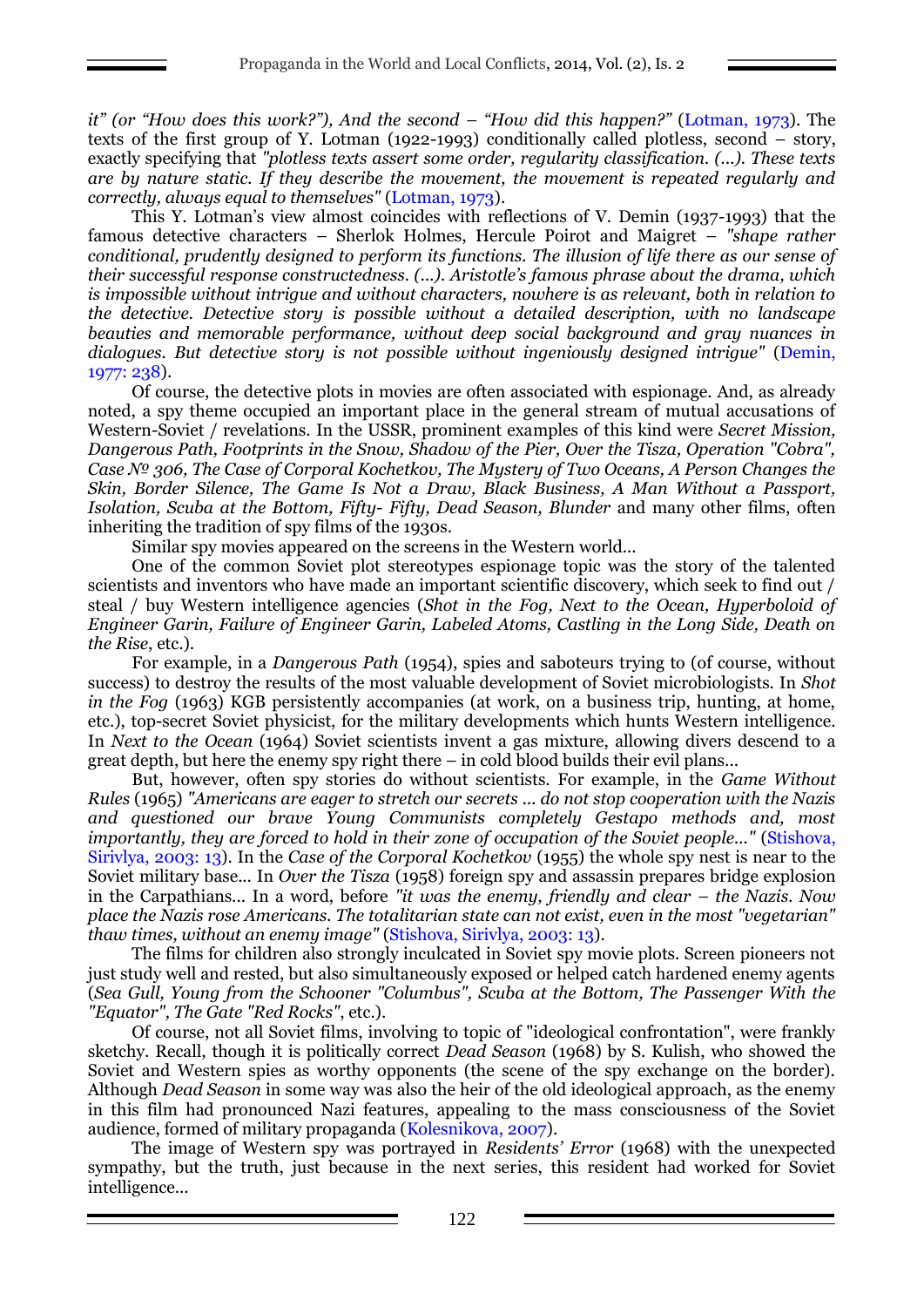*it" (or "How does this work?"), And the second – "How did this happen?"* (Lotman, 1973). The texts of the first group of Y. Lotman (1922-1993) conditionally called plotless, second – story, exactly specifying that *"plotless texts assert some order, regularity classification. (...). These texts are by nature static. If they describe the movement, the movement is repeated regularly and correctly, always equal to themselves"* (Lotman, 1973).

This Y. Lotman's view almost coincides with reflections of V. Demin (1937-1993) that the famous detective characters – Sherlok Holmes, Hercule Poirot and Maigret – *"shape rather conditional, prudently designed to perform its functions. The illusion of life there as our sense of their successful response constructedness. (...). Aristotle's famous phrase about the drama, which is impossible without intrigue and without characters, nowhere is as relevant, both in relation to the detective. Detective story is possible without a detailed description, with no landscape beauties and memorable performance, without deep social background and gray nuances in dialogues. But detective story is not possible without ingeniously designed intrigue"* (Demin, 1977: 238).

Of course, the detective plots in movies are often associated with espionage. And, as already noted, a spy theme occupied an important place in the general stream of mutual accusations of Western-Soviet / revelations. In the USSR, prominent examples of this kind were *Secret Mission, Dangerous Path, Footprints in the Snow, Shadow of the Pier, Over the Tisza, Operation "Cobra", Case № 306, The Case of Corporal Kochetkov, The Mystery of Two Oceans, A Person Changes the Skin, Border Silence, The Game Is Not a Draw, Black Business, A Man Without a Passport, Isolation, Scuba at the Bottom, Fifty- Fifty, Dead Season, Blunder* and many other films, often inheriting the tradition of spy films of the 1930s.

Similar spy movies appeared on the screens in the Western world...

One of the common Soviet plot stereotypes espionage topic was the story of the talented scientists and inventors who have made an important scientific discovery, which seek to find out / steal / buy Western intelligence agencies (*Shot in the Fog, Next to the Ocean, Hyperboloid of Engineer Garin, Failure of Engineer Garin, Labeled Atoms, Castling in the Long Side, Death on the Rise*, etc.).

For example, in a *Dangerous Path* (1954), spies and saboteurs trying to (of course, without success) to destroy the results of the most valuable development of Soviet microbiologists. In *Shot in the Fog* (1963) KGB persistently accompanies (at work, on a business trip, hunting, at home, etc.), top-secret Soviet physicist, for the military developments which hunts Western intelligence. In *Next to the Ocean* (1964) Soviet scientists invent a gas mixture, allowing divers descend to a great depth, but here the enemy spy right there – in cold blood builds their evil plans...

But, however, often spy stories do without scientists. For example, in the *Game Without Rules* (1965) *"Americans are eager to stretch our secrets ... do not stop cooperation with the Nazis and questioned our brave Young Communists completely Gestapo methods and, most importantly, they are forced to hold in their zone of occupation of the Soviet people..."* (Stishova, Sirivlya, 2003: 13). In the *Case of the Corporal Kochetkov* (1955) the whole spy nest is near to the Soviet military base... In *Over the Tisza* (1958) foreign spy and assassin prepares bridge explosion in the Carpathians... In a word, before *"it was the enemy, friendly and clear – the Nazis. Now place the Nazis rose Americans. The totalitarian state can not exist, even in the most "vegetarian" thaw times, without an enemy image"* (Stishova, Sirivlya, 2003: 13).

The films for children also strongly inculcated in Soviet spy movie plots. Screen pioneers not just study well and rested, but also simultaneously exposed or helped catch hardened enemy agents (*Sea Gull, Young from the Schooner "Columbus", Scuba at the Bottom, The Passenger With the "Equator", The Gate "Red Rocks"*, etc.).

Of course, not all Soviet films, involving to topic of "ideological confrontation", were frankly sketchy. Recall, though it is politically correct *Dead Season* (1968) by S. Kulish, who showed the Soviet and Western spies as worthy opponents (the scene of the spy exchange on the border). Although *Dead Season* in some way was also the heir of the old ideological approach, as the enemy in this film had pronounced Nazi features, appealing to the mass consciousness of the Soviet audience, formed of military propaganda (Kolesnikova, 2007).

The image of Western spy was portrayed in *Residents' Error* (1968) with the unexpected sympathy, but the truth, just because in the next series, this resident had worked for Soviet intelligence...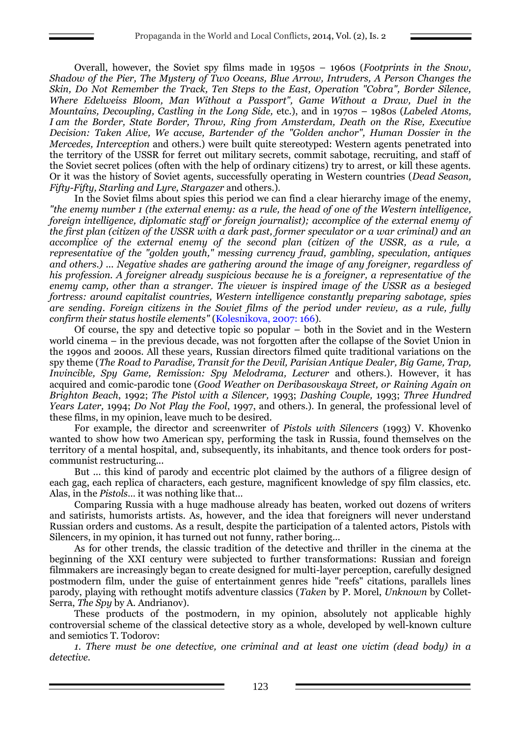Overall, however, the Soviet spy films made in 1950s – 1960s (*Footprints in the Snow, Shadow of the Pier, The Mystery of Two Oceans, Blue Arrow, Intruders, A Person Changes the Skin, Do Not Remember the Track, Ten Steps to the East, Operation "Cobra", Border Silence, Where Edelweiss Bloom, Man Without a Passport", Game Without a Draw, Duel in the Mountains, Decoupling, Castling in the Long Side,* etc.), and in 1970s – 1980s (*Labeled Atoms, I am the Border, State Border, Throw, Ring from Amsterdam, Death on the Rise, Executive Decision: Taken Alive, We accuse, Bartender of the "Golden anchor", Human Dossier in the Mercedes, Interception* and others.) were built quite stereotyped: Western agents penetrated into the territory of the USSR for ferret out military secrets, commit sabotage, recruiting, and staff of the Soviet secret polices (often with the help of ordinary citizens) try to arrest, or kill these agents. Or it was the history of Soviet agents, successfully operating in Western countries (*Dead Season, Fifty-Fifty, Starling and Lyre, Stargazer* and others.).

In the Soviet films about spies this period we can find a clear hierarchy image of the enemy, *"the enemy number 1 (the external enemy: as a rule, the head of one of the Western intelligence, foreign intelligence, diplomatic staff or foreign journalist); accomplice of the external enemy of the first plan (citizen of the USSR with a dark past, former speculator or a war criminal) and an accomplice of the external enemy of the second plan (citizen of the USSR, as a rule, a representative of the "golden youth," messing currency fraud, gambling, speculation, antiques and others.) ... Negative shades are gathering around the image of any foreigner, regardless of his profession. A foreigner already suspicious because he is a foreigner, a representative of the enemy camp, other than a stranger. The viewer is inspired image of the USSR as a besieged fortress: around capitalist countries, Western intelligence constantly preparing sabotage, spies are sending. Foreign citizens in the Soviet films of the period under review, as a rule, fully confirm their status hostile elements"* (Kolesnikova, 2007: 166).

Of course, the spy and detective topic so popular – both in the Soviet and in the Western world cinema – in the previous decade, was not forgotten after the collapse of the Soviet Union in the 1990s and 2000s. All these years, Russian directors filmed quite traditional variations on the spy theme (*The Road to Paradise, Transit for the Devil, Parisian Antique Dealer, Big Game, Trap, Invincible, Spy Game, Remission: Spy Melodrama, Lecturer* and others.). However, it has acquired and comic-parodic tone (*Good Weather on Deribasovskaya Street, or Raining Again on Brighton Beach*, 1992; *The Pistol with a Silencer,* 1993; *Dashing Couple,* 1993; *Three Hundred Years Later,* 1994; *Do Not Play the Fool*, 1997, and others.). In general, the professional level of these films, in my opinion, leave much to be desired.

For example, the director and screenwriter of *Pistols with Silencers* (1993) V. Khovenko wanted to show how two American spy, performing the task in Russia, found themselves on the territory of a mental hospital, and, subsequently, its inhabitants, and thence took orders for post-communist restructuring...

But ... this kind of parody and eccentric plot claimed by the authors of a filigree design of each gag, each replica of characters, each gesture, magnificent knowledge of spy film classics, etc. Alas, in the *Pistols*... it was nothing like that...

Comparing Russia with a huge madhouse already has beaten, worked out dozens of writers and satirists, humorists artists. As, however, and the idea that foreigners will never understand Russian orders and customs. As a result, despite the participation of a talented actors, Pistols with Silencers, in my opinion, it has turned out not funny, rather boring...

As for other trends, the classic tradition of the detective and thriller in the cinema at the beginning of the XXI century were subjected to further transformations: Russian and foreign filmmakers are increasingly began to create designed for multi-layer perception, carefully designed postmodern film, under the guise of entertainment genres hide "reefs" citations, parallels lines parody, playing with rethought motifs adventure classics (*Taken* by P. Morel, *Unknown* by Collet-Serra, *The Spy* by A. Andrianov).

These products of the postmodern, in my opinion, absolutely not applicable highly controversial scheme of the classical detective story as a whole, developed by well-known culture and semiotics T. Todorov:

*1. There must be one detective, one criminal and at least one victim (dead body) in a detective.*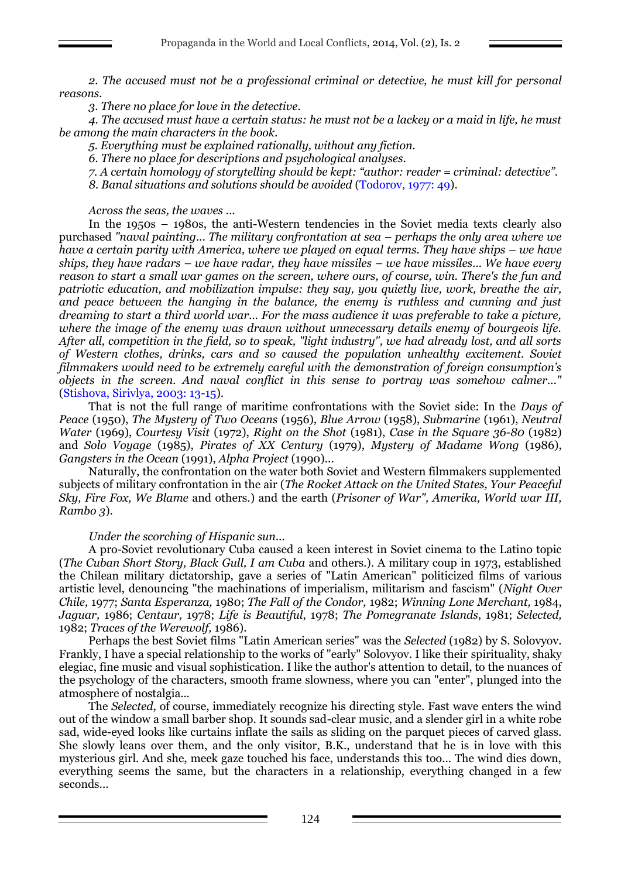*2. The accused must not be a professional criminal or detective, he must kill for personal reasons.*

*3. There no place for love in the detective.*

*4. The accused must have a certain status: he must not be a lackey or a maid in life, he must be among the main characters in the book.*

*5. Everything must be explained rationally, without any fiction.*

*6. There no place for descriptions and psychological analyses.*

*7. A certain homology of storytelling should be kept: "author: reader = criminal: detective".*

*8. Banal situations and solutions should be avoided* (Todorov, 1977: 49).

*Across the seas, the waves ...*

In the 1950s – 1980s, the anti-Western tendencies in the Soviet media texts clearly also purchased *"naval painting... The military confrontation at sea – perhaps the only area where we have a certain parity with America, where we played on equal terms. They have ships – we have ships, they have radars – we have radar, they have missiles – we have missiles... We have every reason to start a small war games on the screen, where ours, of course, win. There's the fun and patriotic education, and mobilization impulse: they say, you quietly live, work, breathe the air, and peace between the hanging in the balance, the enemy is ruthless and cunning and just dreaming to start a third world war... For the mass audience it was preferable to take a picture, where the image of the enemy was drawn without unnecessary details enemy of bourgeois life. After all, competition in the field, so to speak, "light industry", we had already lost, and all sorts of Western clothes, drinks, cars and so caused the population unhealthy excitement. Soviet filmmakers would need to be extremely careful with the demonstration of foreign consumption's objects in the screen. And naval conflict in this sense to portray was somehow calmer..."* (Stishova, Sirivlya, 2003: 13-15).

That is not the full range of maritime confrontations with the Soviet side: In the *Days of Peace* (1950), *The Mystery of Two Oceans* (1956), *Blue Arrow* (1958), *Submarine* (1961), *Neutral Water* (1969), *Courtesy Visit* (1972), *Right on the Shot* (1981), *Case in the Square 36-80* (1982) and *Solo Voyage* (1985), *Pirates of XX Century* (1979), *Mystery of Madame Wong* (1986), *Gangsters in the Ocean* (1991), *Alpha Project* (1990)...

Naturally, the confrontation on the water both Soviet and Western filmmakers supplemented subjects of military confrontation in the air (*The Rocket Attack on the United States, Your Peaceful Sky, Fire Fox, We Blame* and others.) and the earth (*Prisoner of War", Amerika, World war III, Rambo 3*).

*Under the scorching of Hispanic sun...*

A pro-Soviet revolutionary Cuba caused a keen interest in Soviet cinema to the Latino topic (*The Cuban Short Story, Black Gull, I am Cuba* and others.). A military coup in 1973, established the Chilean military dictatorship, gave a series of "Latin American" politicized films of various artistic level, denouncing "the machinations of imperialism, militarism and fascism" (*Night Over Chile,* 1977; *Santa Esperanza,* 1980; *The Fall of the Condor,* 1982; *Winning Lone Merchant,* 1984, *Jaguar,* 1986; *Centaur,* 1978; *Life is Beautiful*, 1978; *The Pomegranate Islands*, 1981; *Selected,* 1982; *Traces of the Werewolf,* 1986).

Perhaps the best Soviet films "Latin American series" was the *Selected* (1982) by S. Solovyov. Frankly, I have a special relationship to the works of "early" Solovyov. I like their spirituality, shaky elegiac, fine music and visual sophistication. I like the author's attention to detail, to the nuances of the psychology of the characters, smooth frame slowness, where you can "enter", plunged into the atmosphere of nostalgia...

The *Selected*, of course, immediately recognize his directing style. Fast wave enters the wind out of the window a small barber shop. It sounds sad-clear music, and a slender girl in a white robe sad, wide-eyed looks like curtains inflate the sails as sliding on the parquet pieces of carved glass. She slowly leans over them, and the only visitor, B.K., understand that he is in love with this mysterious girl. And she, meek gaze touched his face, understands this too... The wind dies down, everything seems the same, but the characters in a relationship, everything changed in a few seconds...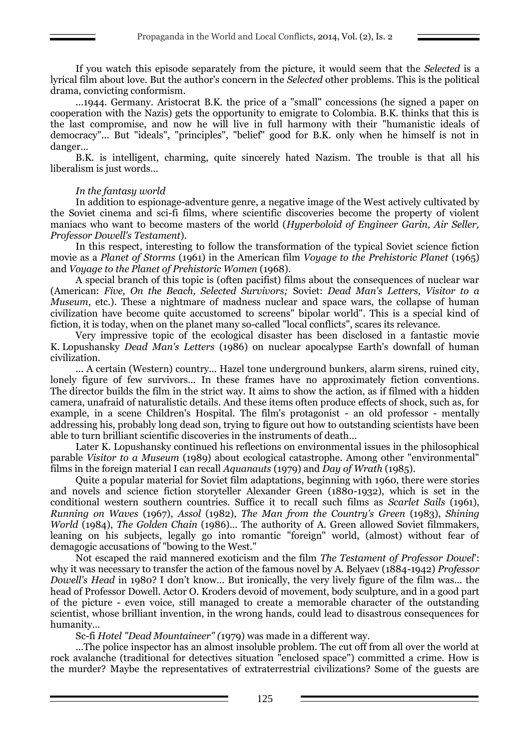If you watch this episode separately from the picture, it would seem that the *Selected* is a lyrical film about love. But the author's concern in the *Selected* other problems. This is the political drama, convicting conformism.

...1944. Germany. Aristocrat B.K. the price of a "small" concessions (he signed a paper on cooperation with the Nazis) gets the opportunity to emigrate to Colombia. B.K. thinks that this is the last compromise, and now he will live in full harmony with their "humanistic ideals of democracy"... But "ideals", "principles", "belief" good for B.K. only when he himself is not in danger...

B.K. is intelligent, charming, quite sincerely hated Nazism. The trouble is that all his liberalism is just words...

*In the fantasy world*

In addition to espionage-adventure genre, a negative image of the West actively cultivated by the Soviet cinema and sci-fi films, where scientific discoveries become the property of violent maniacs who want to become masters of the world (*Hyperboloid of Engineer Garin, Air Seller, Professor Dowell's Testament*).

In this respect, interesting to follow the transformation of the typical Soviet science fiction movie as a *Planet of Storms* (1961) in the American film *Voyage to the Prehistoric Planet* (1965) and *Voyage to the Planet of Prehistoric Women* (1968).

A special branch of this topic is (often pacifist) films about the consequences of nuclear war (American: *Five, On the Beach, Selected Survivors;* Soviet: *Dead Man's Letters, Visitor to a Museum*, etc.). These a nightmare of madness nuclear and space wars, the collapse of human civilization have become quite accustomed to screens" bipolar world". This is a special kind of fiction, it is today, when on the planet many so-called "local conflicts", scares its relevance.

Very impressive topic of the ecological disaster has been disclosed in a fantastic movie K. Lopushansky *Dead Man's Letters* (1986) on nuclear apocalypse Earth's downfall of human civilization.

... A certain (Western) country... Hazel tone underground bunkers, alarm sirens, ruined city, lonely figure of few survivors... In these frames have no approximately fiction conventions. The director builds the film in the strict way. It aims to show the action, as if filmed with a hidden camera, unafraid of naturalistic details. And these items often produce effects of shock, such as, for example, in a scene Children's Hospital. The film's protagonist - an old professor - mentally addressing his, probably long dead son, trying to figure out how to outstanding scientists have been able to turn brilliant scientific discoveries in the instruments of death...

Later K. Lopushansky continued his reflections on environmental issues in the philosophical parable *Visitor to a Museum* (1989) about ecological catastrophe. Among other "environmental" films in the foreign material I can recall *Aquanauts* (1979) and *Day of Wrath* (1985).

Quite a popular material for Soviet film adaptations, beginning with 1960, there were stories and novels and science fiction storyteller Alexander Green (1880-1932), which is set in the conditional western southern countries. Suffice it to recall such films as *Scarlet Sails* (1961), *Running on Waves* (1967), *Assol* (1982), *The Man from the Country's Green* (1983), *Shining World* (1984), *The Golden Chain* (1986)... The authority of A. Green allowed Soviet filmmakers, leaning on his subjects, legally go into romantic "foreign" world, (almost) without fear of demagogic accusations of "bowing to the West."

Not escaped the raid mannered exoticism and the film *The Testament of Professor Dowel*': why it was necessary to transfer the action of the famous novel by A. Belyaev (1884-1942) *Professor Dowell's Head* in 1980? I don't know... But ironically, the very lively figure of the film was... the head of Professor Dowell. Actor O. Kroders devoid of movement, body sculpture, and in a good part of the picture - even voice, still managed to create a memorable character of the outstanding scientist, whose brilliant invention, in the wrong hands, could lead to disastrous consequences for humanity...

Sc-fi *Hotel "Dead Mountaineer" (*1979) was made in a different way.

...The police inspector has an almost insoluble problem. The cut off from all over the world at rock avalanche (traditional for detectives situation "enclosed space") committed a crime. How is the murder? Maybe the representatives of extraterrestrial civilizations? Some of the guests are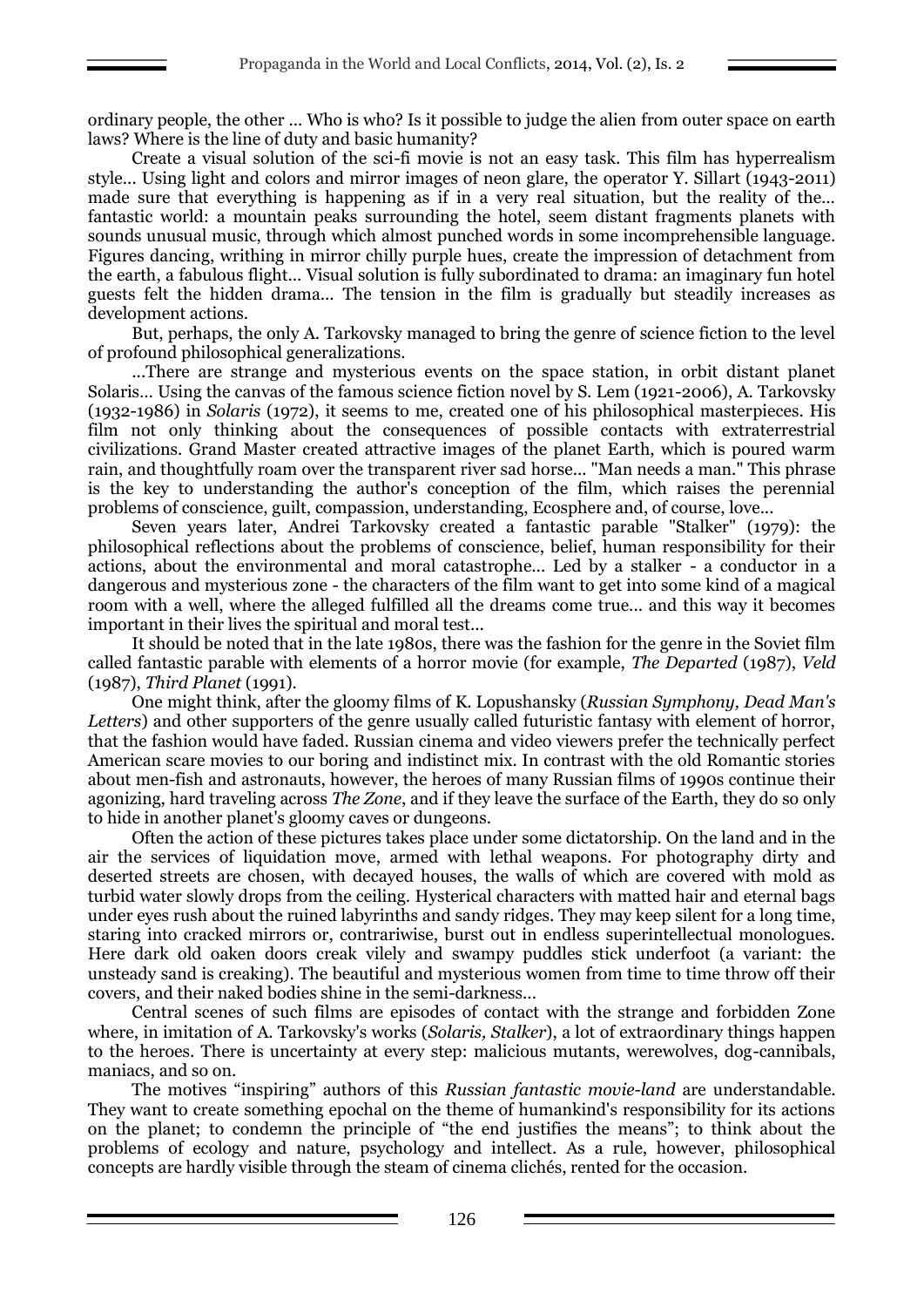ordinary people, the other ... Who is who? Is it possible to judge the alien from outer space on earth laws? Where is the line of duty and basic humanity?

Create a visual solution of the sci-fi movie is not an easy task. This film has hyperrealism style... Using light and colors and mirror images of neon glare, the operator Y. Sillart (1943-2011) made sure that everything is happening as if in a very real situation, but the reality of the... fantastic world: a mountain peaks surrounding the hotel, seem distant fragments planets with sounds unusual music, through which almost punched words in some incomprehensible language. Figures dancing, writhing in mirror chilly purple hues, create the impression of detachment from the earth, a fabulous flight... Visual solution is fully subordinated to drama: an imaginary fun hotel guests felt the hidden drama... The tension in the film is gradually but steadily increases as development actions.

But, perhaps, the only A. Tarkovsky managed to bring the genre of science fiction to the level of profound philosophical generalizations.

...There are strange and mysterious events on the space station, in orbit distant planet Solaris... Using the canvas of the famous science fiction novel by S. Lem (1921-2006), A. Tarkovsky (1932-1986) in *Solaris* (1972), it seems to me, created one of his philosophical masterpieces. His film not only thinking about the consequences of possible contacts with extraterrestrial civilizations. Grand Master created attractive images of the planet Earth, which is poured warm rain, and thoughtfully roam over the transparent river sad horse... "Man needs a man." This phrase is the key to understanding the author's conception of the film, which raises the perennial problems of conscience, guilt, compassion, understanding, Ecosphere and, of course, love...

Seven years later, Andrei Tarkovsky created a fantastic parable "Stalker" (1979): the philosophical reflections about the problems of conscience, belief, human responsibility for their actions, about the environmental and moral catastrophe... Led by a stalker - a conductor in a dangerous and mysterious zone - the characters of the film want to get into some kind of a magical room with a well, where the alleged fulfilled all the dreams come true... and this way it becomes important in their lives the spiritual and moral test...

It should be noted that in the late 1980s, there was the fashion for the genre in the Soviet film called fantastic parable with elements of a horror movie (for example, *The Departed* (1987), *Veld* (1987), *Third Planet* (1991).

One might think, after the gloomy films of K. Lopushansky (*Russian Symphony, Dead Man's Letters*) and other supporters of the genre usually called futuristic fantasy with element of horror, that the fashion would have faded. Russian cinema and video viewers prefer the technically perfect American scare movies to our boring and indistinct mix. In contrast with the old Romantic stories about men-fish and astronauts, however, the heroes of many Russian films of 1990s continue their agonizing, hard traveling across *The Zone*, and if they leave the surface of the Earth, they do so only to hide in another planet's gloomy caves or dungeons.

Often the action of these pictures takes place under some dictatorship. On the land and in the air the services of liquidation move, armed with lethal weapons. For photography dirty and deserted streets are chosen, with decayed houses, the walls of which are covered with mold as turbid water slowly drops from the ceiling. Hysterical characters with matted hair and eternal bags under eyes rush about the ruined labyrinths and sandy ridges. They may keep silent for a long time, staring into cracked mirrors or, contrariwise, burst out in endless superintellectual monologues. Here dark old oaken doors creak vilely and swampy puddles stick underfoot (a variant: the unsteady sand is creaking). The beautiful and mysterious women from time to time throw off their covers, and their naked bodies shine in the semi-darkness...

Central scenes of such films are episodes of contact with the strange and forbidden Zone where, in imitation of A. Tarkovsky's works (*Solaris, Stalker*), a lot of extraordinary things happen to the heroes. There is uncertainty at every step: malicious mutants, werewolves, dog-cannibals, maniacs, and so on.

The motives "inspiring" authors of this *Russian fantastic movie-land* are understandable. They want to create something epochal on the theme of humankind's responsibility for its actions on the planet; to condemn the principle of "the end justifies the means"; to think about the problems of ecology and nature, psychology and intellect. As a rule, however, philosophical concepts are hardly visible through the steam of cinema clichés, rented for the occasion.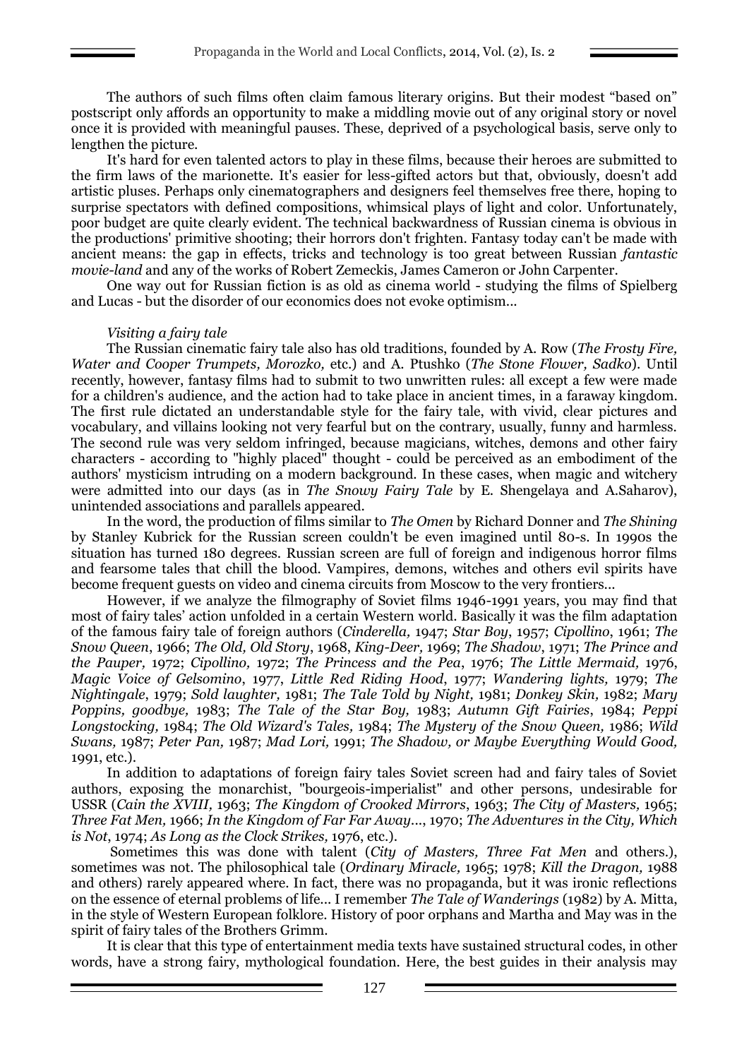The authors of such films often claim famous literary origins. But their modest "based on" postscript only affords an opportunity to make a middling movie out of any original story or novel once it is provided with meaningful pauses. These, deprived of a psychological basis, serve only to lengthen the picture.

It's hard for even talented actors to play in these films, because their heroes are submitted to the firm laws of the marionette. It's easier for less-gifted actors but that, obviously, doesn't add artistic pluses. Perhaps only cinematographers and designers feel themselves free there, hoping to surprise spectators with defined compositions, whimsical plays of light and color. Unfortunately, poor budget are quite clearly evident. The technical backwardness of Russian cinema is obvious in the productions' primitive shooting; their horrors don't frighten. Fantasy today can't be made with ancient means: the gap in effects, tricks and technology is too great between Russian *fantastic movie-land* and any of the works of Robert Zemeckis, James Cameron or John Carpenter.

One way out for Russian fiction is as old as cinema world - studying the films of Spielberg and Lucas - but the disorder of our economics does not evoke optimism...

*Visiting a fairy tale*

The Russian cinematic fairy tale also has old traditions, founded by A. Row (*The Frosty Fire, Water and Cooper Trumpets, Morozko,* etc.) and A. Ptushko (*The Stone Flower, Sadko*). Until recently, however, fantasy films had to submit to two unwritten rules: all except a few were made for a children's audience, and the action had to take place in ancient times, in a faraway kingdom. The first rule dictated an understandable style for the fairy tale, with vivid, clear pictures and vocabulary, and villains looking not very fearful but on the contrary, usually, funny and harmless. The second rule was very seldom infringed, because magicians, witches, demons and other fairy characters - according to "highly placed" thought - could be perceived as an embodiment of the authors' mysticism intruding on a modern background. In these cases, when magic and witchery were admitted into our days (as in *The Snowy Fairy Tale* by E. Shengelaya and A.Saharov), unintended associations and parallels appeared.

In the word, the production of films similar to *The Omen* by Richard Donner and *The Shining* by Stanley Kubrick for the Russian screen couldn't be even imagined until 80-s. In 1990s the situation has turned 180 degrees. Russian screen are full of foreign and indigenous horror films and fearsome tales that chill the blood. Vampires, demons, witches and others evil spirits have become frequent guests on video and cinema circuits from Moscow to the very frontiers...

However, if we analyze the filmography of Soviet films 1946-1991 years, you may find that most of fairy tales' action unfolded in a certain Western world. Basically it was the film adaptation of the famous fairy tale of foreign authors (*Cinderella,* 1947; *Star Boy*, 1957; *Cipollino*, 1961; *The Snow Queen*, 1966; *The Old, Old Story*, 1968, *King-Deer,* 1969; *The Shadow*, 1971; *The Prince and the Pauper,* 1972; *Cipollino,* 1972; *The Princess and the Pea*, 1976; *The Little Mermaid,* 1976, *Magic Voice of Gelsomino*, 1977, *Little Red Riding Hood*, 1977; *Wandering lights,* 1979; *The Nightingale*, 1979; *Sold laughter,* 1981; *The Tale Told by Night,* 1981; *Donkey Skin,* 1982; *Mary Poppins, goodbye,* 1983; *The Tale of the Star Boy,* 1983; *Autumn Gift Fairies*, 1984; *Peppi Longstocking,* 1984; *The Old Wizard's Tales,* 1984; *The Mystery of the Snow Queen,* 1986; *Wild Swans,* 1987; *Peter Pan,* 1987; *Mad Lori,* 1991; *The Shadow, or Maybe Everything Would Good,* 1991, etc.).

In addition to adaptations of foreign fairy tales Soviet screen had and fairy tales of Soviet authors, exposing the monarchist, "bourgeois-imperialist" and other persons, undesirable for USSR (*Cain the XVIII,* 1963; *The Kingdom of Crooked Mirrors*, 1963; *The City of Masters,* 1965; *Three Fat Men,* 1966; *In the Kingdom of Far Far Away...*, 1970; *The Adventures in the City, Which is Not*, 1974; *As Long as the Clock Strikes,* 1976, etc.).

Sometimes this was done with talent (*City of Masters, Three Fat Men* and others.), sometimes was not. The philosophical tale (*Ordinary Miracle,* 1965; 1978; *Kill the Dragon,* 1988 and others) rarely appeared where. In fact, there was no propaganda, but it was ironic reflections on the essence of eternal problems of life... I remember *The Tale of Wanderings* (1982) by A. Mitta, in the style of Western European folklore. History of poor orphans and Martha and May was in the spirit of fairy tales of the Brothers Grimm.

It is clear that this type of entertainment media texts have sustained structural codes, in other words, have a strong fairy, mythological foundation. Here, the best guides in their analysis may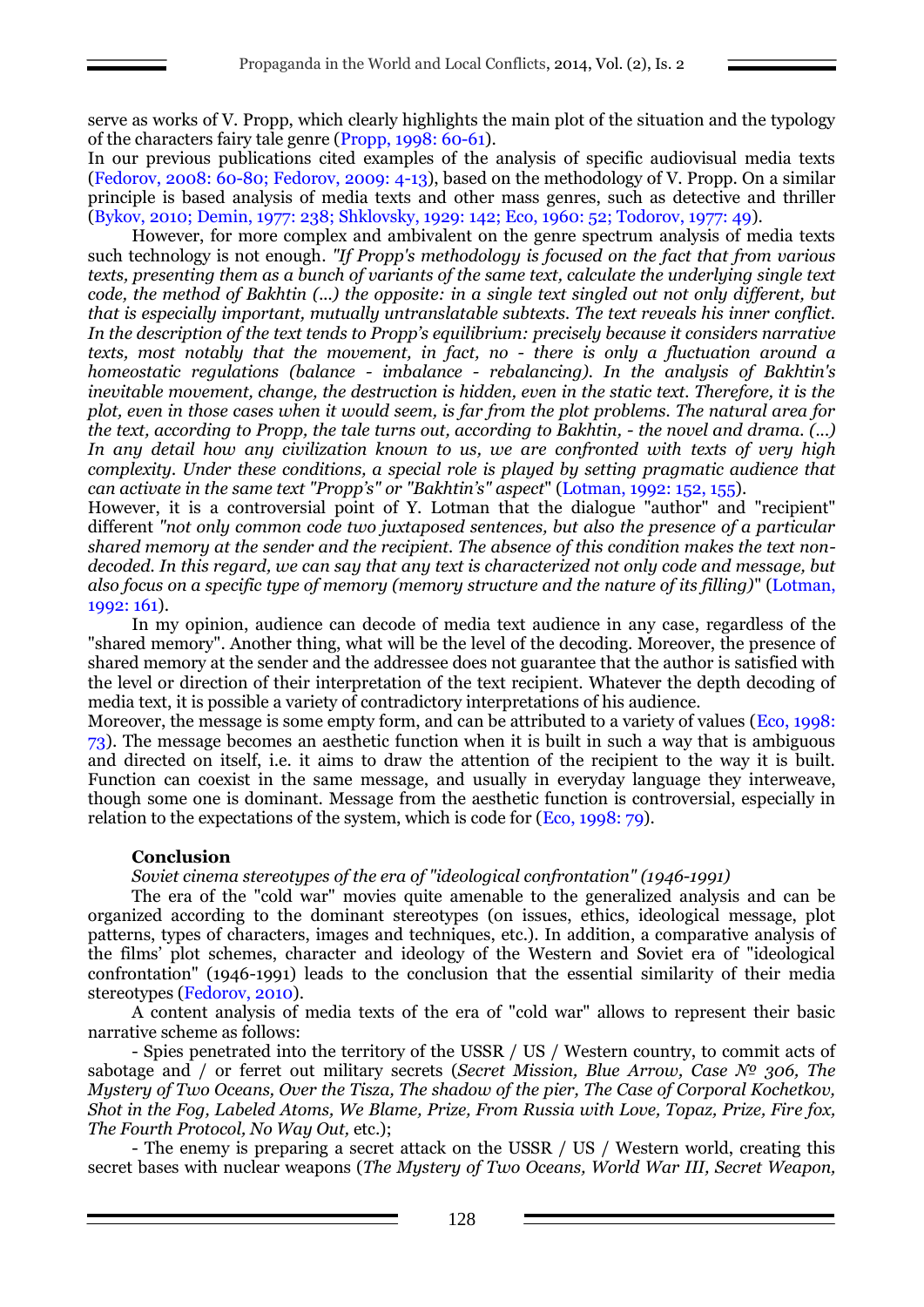serve as works of V. Propp, which clearly highlights the main plot of the situation and the typology of the characters fairy tale genre (Propp, 1998: 60-61).

In our previous publications cited examples of the analysis of specific audiovisual media texts (Fedorov, 2008: 60-80; Fedorov, 2009: 4-13), based on the methodology of V. Propp. On a similar principle is based analysis of media texts and other mass genres, such as detective and thriller (Bykov, 2010; Demin, 1977: 238; Shklovsky, 1929: 142; Eco, 1960: 52; Todorov, 1977: 49).

However, for more complex and ambivalent on the genre spectrum analysis of media texts such technology is not enough. *"If Propp's methodology is focused on the fact that from various texts, presenting them as a bunch of variants of the same text, calculate the underlying single text code, the method of Bakhtin (...) the opposite: in a single text singled out not only different, but that is especially important, mutually untranslatable subtexts. The text reveals his inner conflict. In the description of the text tends to Propp's equilibrium: precisely because it considers narrative texts, most notably that the movement, in fact, no - there is only a fluctuation around a homeostatic regulations (balance - imbalance - rebalancing). In the analysis of Bakhtin's inevitable movement, change, the destruction is hidden, even in the static text. Therefore, it is the plot, even in those cases when it would seem, is far from the plot problems. The natural area for the text, according to Propp, the tale turns out, according to Bakhtin, - the novel and drama. (...) In any detail how any civilization known to us, we are confronted with texts of very high complexity. Under these conditions, a special role is played by setting pragmatic audience that can activate in the same text "Propp's" or "Bakhtin's" aspect"* (Lotman, 1992: 152, 155).

However, it is a controversial point of Y. Lotman that the dialogue "author" and "recipient" different *"not only common code two juxtaposed sentences, but also the presence of a particular shared memory at the sender and the recipient. The absence of this condition makes the text non-decoded. In this regard, we can say that any text is characterized not only code and message, but also focus on a specific type of memory (memory structure and the nature of its filling)"* (Lotman, 1992: 161).

In my opinion, audience can decode of media text audience in any case, regardless of the "shared memory". Another thing, what will be the level of the decoding. Moreover, the presence of shared memory at the sender and the addressee does not guarantee that the author is satisfied with the level or direction of their interpretation of the text recipient. Whatever the depth decoding of media text, it is possible a variety of contradictory interpretations of his audience.

Moreover, the message is some empty form, and can be attributed to a variety of values (Eco, 1998: 73). The message becomes an aesthetic function when it is built in such a way that is ambiguous and directed on itself, i.e. it aims to draw the attention of the recipient to the way it is built. Function can coexist in the same message, and usually in everyday language they interweave, though some one is dominant. Message from the aesthetic function is controversial, especially in relation to the expectations of the system, which is code for (Eco, 1998: 79).

### Conclusion

*Soviet cinema stereotypes of the era of "ideological confrontation" (1946-1991)*

The era of the "cold war" movies quite amenable to the generalized analysis and can be organized according to the dominant stereotypes (on issues, ethics, ideological message, plot patterns, types of characters, images and techniques, etc.). In addition, a comparative analysis of the films' plot schemes, character and ideology of the Western and Soviet era of "ideological confrontation" (1946-1991) leads to the conclusion that the essential similarity of their media stereotypes (Fedorov, 2010).

A content analysis of media texts of the era of "cold war" allows to represent their basic narrative scheme as follows:

- Spies penetrated into the territory of the USSR / US / Western country, to commit acts of sabotage and / or ferret out military secrets (*Secret Mission, Blue Arrow, Case № 306, The Mystery of Two Oceans, Over the Tisza, The shadow of the pier, The Case of Corporal Kochetkov, Shot in the Fog, Labeled Atoms, We Blame, Prize, From Russia with Love, Topaz, Prize, Fire fox, The Fourth Protocol, No Way Out,* etc.);

- The enemy is preparing a secret attack on the USSR / US / Western world, creating this secret bases with nuclear weapons (*The Mystery of Two Oceans, World War III, Secret Weapon,*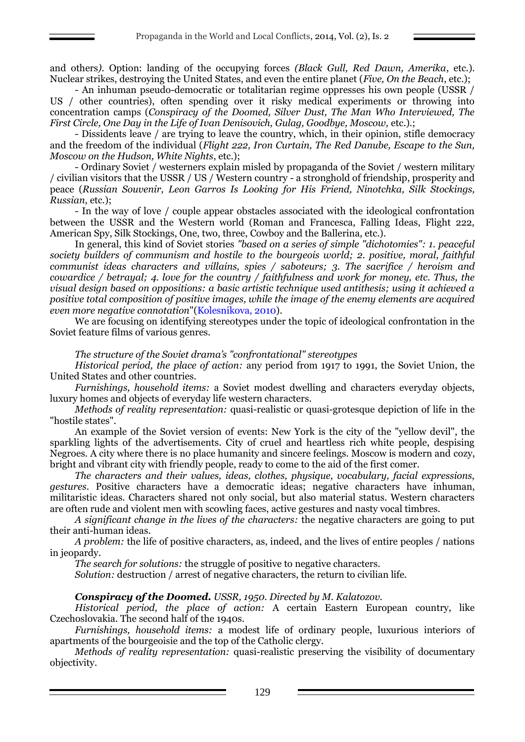and others*)*. Option: landing of the occupying forces *(Black Gull, Red Dawn, Amerika*, etc.). Nuclear strikes, destroying the United States, and even the entire planet (*Five, On the Beach*, etc.);

- An inhuman pseudo-democratic or totalitarian regime oppresses his own people (USSR / US / other countries), often spending over it risky medical experiments or throwing into concentration camps (*Conspiracy of the Doomed, Silver Dust, The Man Who Interviewed, The First Circle, One Day in the Life of Ivan Denisovich, Gulag, Goodbye, Moscow*, etc.).;

- Dissidents leave / are trying to leave the country, which, in their opinion, stifle democracy and the freedom of the individual (*Flight 222, Iron Curtain, The Red Danube, Escape to the Sun, Moscow on the Hudson, White Nights*, etc.);

- Ordinary Soviet / westerners explain misled by propaganda of the Soviet / western military / civilian visitors that the USSR / US / Western country - a stronghold of friendship, prosperity and peace (*Russian Souvenir, Leon Garros Is Looking for His Friend, Ninotchka, Silk Stockings, Russian*, etc.);

- In the way of love / couple appear obstacles associated with the ideological confrontation between the USSR and the Western world (Roman and Francesca, Falling Ideas, Flight 222, American Spy, Silk Stockings, One, two, three, Cowboy and the Ballerina, etc.).

In general, this kind of Soviet stories *"based on a series of simple "dichotomies": 1. peaceful society builders of communism and hostile to the bourgeois world; 2. positive, moral, faithful communist ideas characters and villains, spies / saboteurs; 3. The sacrifice / heroism and cowardice / betrayal; 4. love for the country / faithfulness and work for money, etc. Thus, the visual design based on oppositions: a basic artistic technique used antithesis; using it achieved a positive total composition of positive images, while the image of the enemy elements are acquired even more negative connotation*"(Kolesnikova, 2010).

We are focusing on identifying stereotypes under the topic of ideological confrontation in the Soviet feature films of various genres.

*The structure of the Soviet drama's "confrontational" stereotypes*

*Historical period, the place of action:* any period from 1917 to 1991, the Soviet Union, the United States and other countries.

*Furnishings, household items:* a Soviet modest dwelling and characters everyday objects, luxury homes and objects of everyday life western characters.

*Methods of reality representation:* quasi-realistic or quasi-grotesque depiction of life in the "hostile states".

An example of the Soviet version of events: New York is the city of the "yellow devil", the sparkling lights of the advertisements. City of cruel and heartless rich white people, despising Negroes. A city where there is no place humanity and sincere feelings. Moscow is modern and cozy, bright and vibrant city with friendly people, ready to come to the aid of the first comer.

*The characters and their values, ideas, clothes, physique, vocabulary, facial expressions, gestures.* Positive characters have a democratic ideas; negative characters have inhuman, militaristic ideas. Characters shared not only social, but also material status. Western characters are often rude and violent men with scowling faces, active gestures and nasty vocal timbres.

*A significant change in the lives of the characters:* the negative characters are going to put their anti-human ideas.

*A problem:* the life of positive characters, as, indeed, and the lives of entire peoples / nations in jeopardy.

*The search for solutions:* the struggle of positive to negative characters.

*Solution:* destruction / arrest of negative characters, the return to civilian life.

***Conspiracy of the Doomed.*** *USSR, 1950. Directed by M. Kalatozov.*

*Historical period, the place of action:* A certain Eastern European country, like Czechoslovakia. The second half of the 1940s.

*Furnishings, household items:* a modest life of ordinary people, luxurious interiors of apartments of the bourgeoisie and the top of the Catholic clergy.

*Methods of reality representation:* quasi-realistic preserving the visibility of documentary objectivity.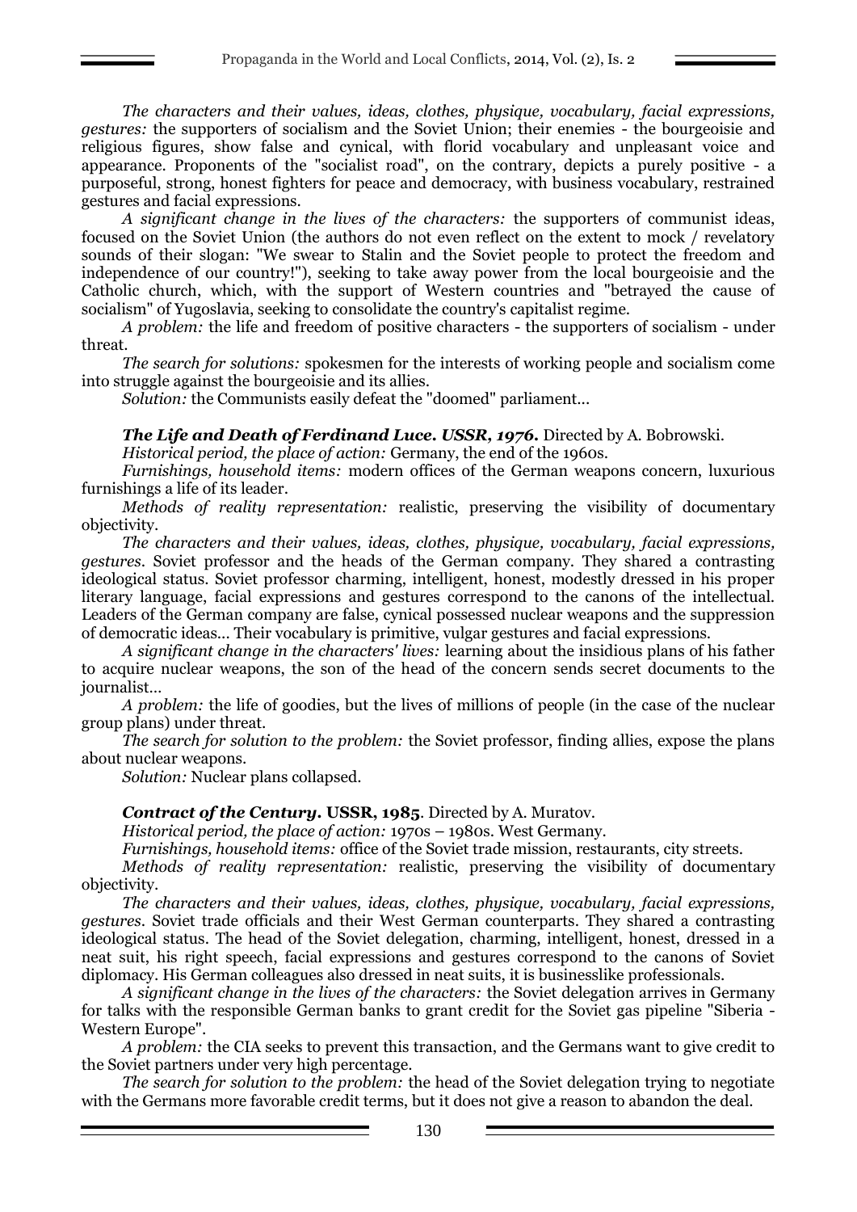*The characters and their values, ideas, clothes, physique, vocabulary, facial expressions, gestures:* the supporters of socialism and the Soviet Union; their enemies - the bourgeoisie and religious figures, show false and cynical, with florid vocabulary and unpleasant voice and appearance. Proponents of the "socialist road", on the contrary, depicts a purely positive - a purposeful, strong, honest fighters for peace and democracy, with business vocabulary, restrained gestures and facial expressions.

*A significant change in the lives of the characters:* the supporters of communist ideas, focused on the Soviet Union (the authors do not even reflect on the extent to mock / revelatory sounds of their slogan: "We swear to Stalin and the Soviet people to protect the freedom and independence of our country!"), seeking to take away power from the local bourgeoisie and the Catholic church, which, with the support of Western countries and "betrayed the cause of socialism" of Yugoslavia, seeking to consolidate the country's capitalist regime.

*A problem:* the life and freedom of positive characters - the supporters of socialism - under threat.

*The search for solutions:* spokesmen for the interests of working people and socialism come into struggle against the bourgeoisie and its allies.

*Solution:* the Communists easily defeat the "doomed" parliament...

***The Life and Death of Ferdinand Luce. USSR, 1976.*** Directed by A. Bobrowski.

*Historical period, the place of action:* Germany, the end of the 1960s.

*Furnishings, household items:* modern offices of the German weapons concern, luxurious furnishings a life of its leader.

*Methods of reality representation:* realistic, preserving the visibility of documentary objectivity.

*The characters and their values, ideas, clothes, physique, vocabulary, facial expressions, gestures.* Soviet professor and the heads of the German company. They shared a contrasting ideological status. Soviet professor charming, intelligent, honest, modestly dressed in his proper literary language, facial expressions and gestures correspond to the canons of the intellectual. Leaders of the German company are false, cynical possessed nuclear weapons and the suppression of democratic ideas... Their vocabulary is primitive, vulgar gestures and facial expressions.

*A significant change in the characters' lives:* learning about the insidious plans of his father to acquire nuclear weapons, the son of the head of the concern sends secret documents to the journalist...

*A problem:* the life of goodies, but the lives of millions of people (in the case of the nuclear group plans) under threat.

*The search for solution to the problem:* the Soviet professor, finding allies, expose the plans about nuclear weapons.

*Solution:* Nuclear plans collapsed.

***Contract of the Century.* USSR, 1985**. Directed by A. Muratov.

*Historical period, the place of action:* 1970s – 1980s. West Germany.

*Furnishings, household items:* office of the Soviet trade mission, restaurants, city streets.

*Methods of reality representation:* realistic, preserving the visibility of documentary objectivity.

*The characters and their values, ideas, clothes, physique, vocabulary, facial expressions, gestures.* Soviet trade officials and their West German counterparts. They shared a contrasting ideological status. The head of the Soviet delegation, charming, intelligent, honest, dressed in a neat suit, his right speech, facial expressions and gestures correspond to the canons of Soviet diplomacy. His German colleagues also dressed in neat suits, it is businesslike professionals.

*A significant change in the lives of the characters:* the Soviet delegation arrives in Germany for talks with the responsible German banks to grant credit for the Soviet gas pipeline "Siberia - Western Europe".

*A problem:* the CIA seeks to prevent this transaction, and the Germans want to give credit to the Soviet partners under very high percentage.

*The search for solution to the problem:* the head of the Soviet delegation trying to negotiate with the Germans more favorable credit terms, but it does not give a reason to abandon the deal.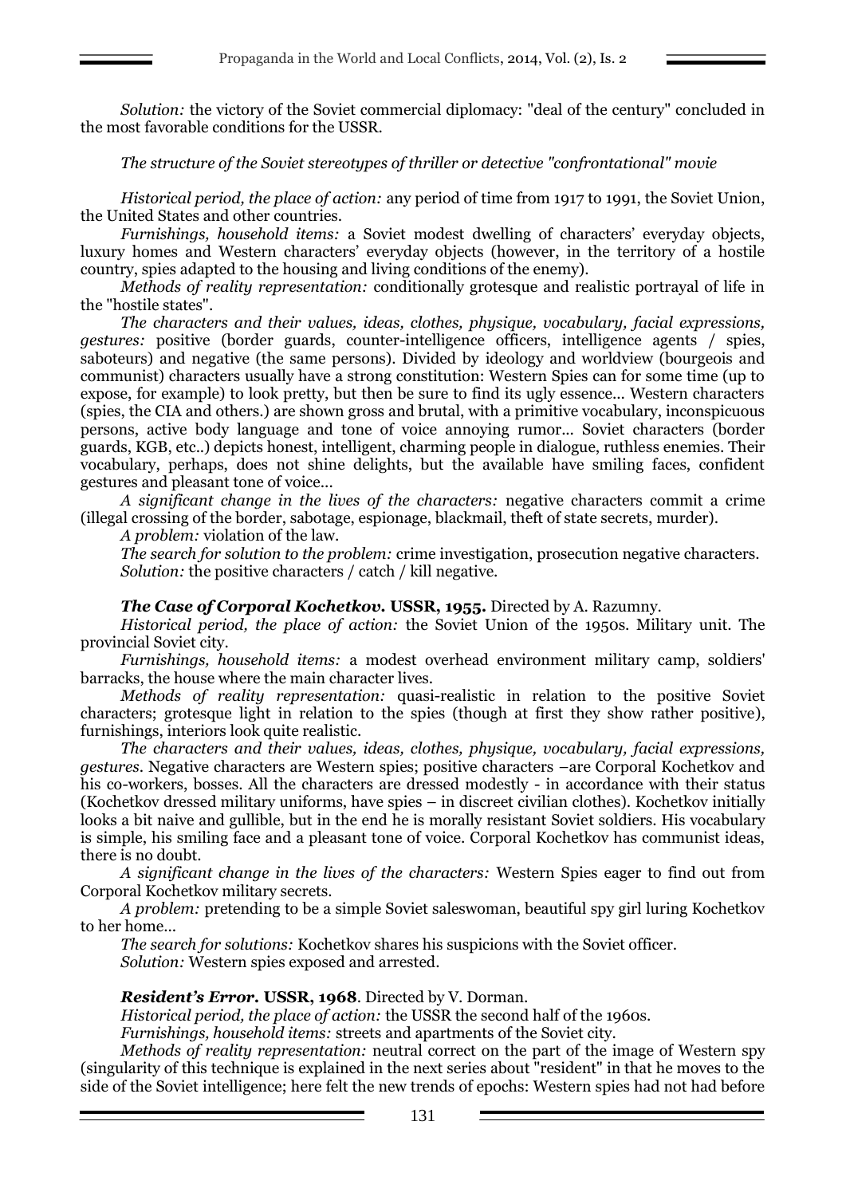*Solution:* the victory of the Soviet commercial diplomacy: "deal of the century" concluded in the most favorable conditions for the USSR.

*The structure of the Soviet stereotypes of thriller or detective "confrontational" movie*

*Historical period, the place of action:* any period of time from 1917 to 1991, the Soviet Union, the United States and other countries.

*Furnishings, household items:* a Soviet modest dwelling of characters' everyday objects, luxury homes and Western characters' everyday objects (however, in the territory of a hostile country, spies adapted to the housing and living conditions of the enemy).

*Methods of reality representation:* conditionally grotesque and realistic portrayal of life in the "hostile states".

*The characters and their values, ideas, clothes, physique, vocabulary, facial expressions, gestures:* positive (border guards, counter-intelligence officers, intelligence agents / spies, saboteurs) and negative (the same persons). Divided by ideology and worldview (bourgeois and communist) characters usually have a strong constitution: Western Spies can for some time (up to expose, for example) to look pretty, but then be sure to find its ugly essence... Western characters (spies, the CIA and others.) are shown gross and brutal, with a primitive vocabulary, inconspicuous persons, active body language and tone of voice annoying rumor... Soviet characters (border guards, KGB, etc..) depicts honest, intelligent, charming people in dialogue, ruthless enemies. Their vocabulary, perhaps, does not shine delights, but the available have smiling faces, confident gestures and pleasant tone of voice...

*A significant change in the lives of the characters:* negative characters commit a crime (illegal crossing of the border, sabotage, espionage, blackmail, theft of state secrets, murder).

*A problem:* violation of the law.

*The search for solution to the problem:* crime investigation, prosecution negative characters.

*Solution:* the positive characters / catch / kill negative.

***The Case of Corporal Kochetkov.* USSR, 1955.** Directed by A. Razumny.

*Historical period, the place of action:* the Soviet Union of the 1950s. Military unit. The provincial Soviet city.

*Furnishings, household items:* a modest overhead environment military camp, soldiers' barracks, the house where the main character lives.

*Methods of reality representation:* quasi-realistic in relation to the positive Soviet characters; grotesque light in relation to the spies (though at first they show rather positive), furnishings, interiors look quite realistic.

*The characters and their values, ideas, clothes, physique, vocabulary, facial expressions, gestures.* Negative characters are Western spies; positive characters –are Corporal Kochetkov and his co-workers, bosses. All the characters are dressed modestly - in accordance with their status (Kochetkov dressed military uniforms, have spies – in discreet civilian clothes). Kochetkov initially looks a bit naive and gullible, but in the end he is morally resistant Soviet soldiers. His vocabulary is simple, his smiling face and a pleasant tone of voice. Corporal Kochetkov has communist ideas, there is no doubt.

*A significant change in the lives of the characters:* Western Spies eager to find out from Corporal Kochetkov military secrets.

*A problem:* pretending to be a simple Soviet saleswoman, beautiful spy girl luring Kochetkov to her home...

*The search for solutions:* Kochetkov shares his suspicions with the Soviet officer.

*Solution:* Western spies exposed and arrested.

***Resident's Error.* USSR, 1968**. Directed by V. Dorman.

*Historical period, the place of action:* the USSR the second half of the 1960s.

*Furnishings, household items:* streets and apartments of the Soviet city.

*Methods of reality representation:* neutral correct on the part of the image of Western spy (singularity of this technique is explained in the next series about "resident" in that he moves to the side of the Soviet intelligence; here felt the new trends of epochs: Western spies had not had before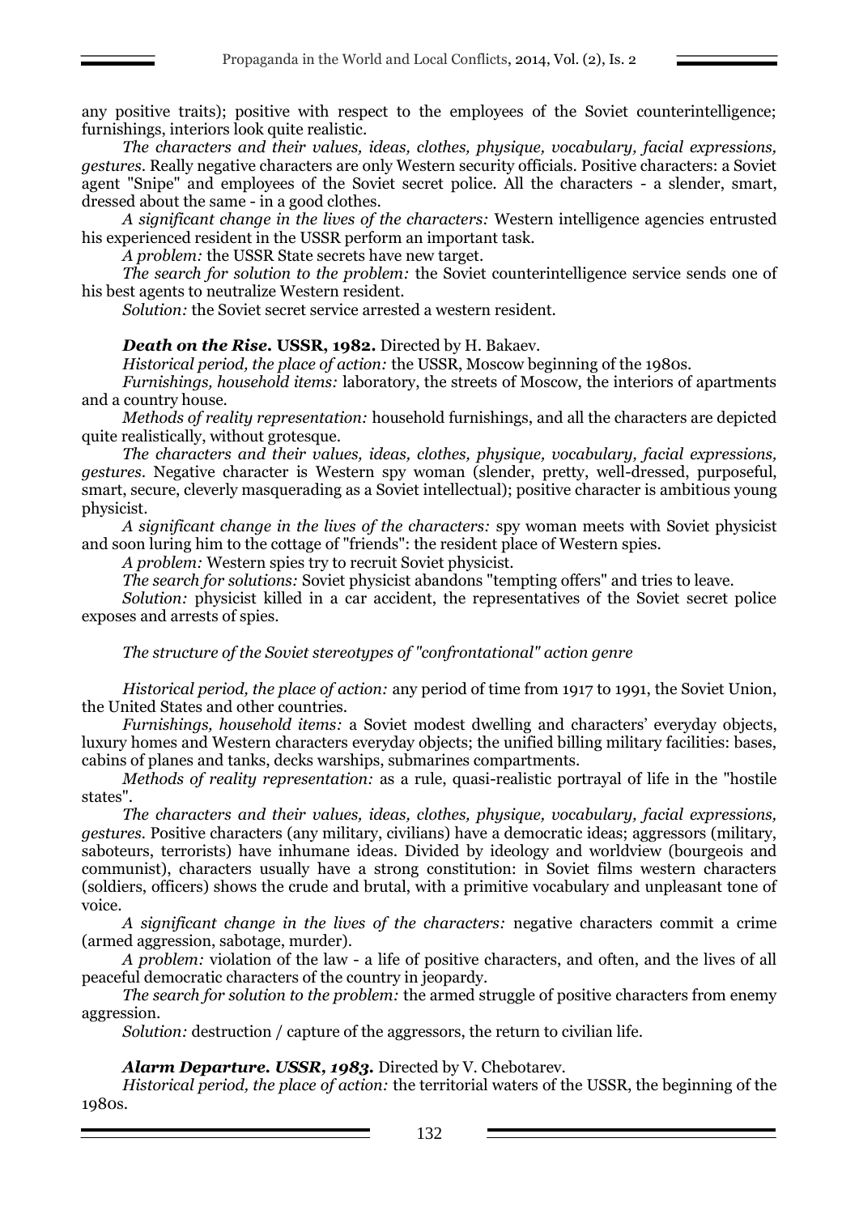any positive traits); positive with respect to the employees of the Soviet counterintelligence; furnishings, interiors look quite realistic.

*The characters and their values, ideas, clothes, physique, vocabulary, facial expressions, gestures*. Really negative characters are only Western security officials. Positive characters: a Soviet agent "Snipe" and employees of the Soviet secret police. All the characters - a slender, smart, dressed about the same - in a good clothes.

*A significant change in the lives of the characters:* Western intelligence agencies entrusted his experienced resident in the USSR perform an important task.

*A problem:* the USSR State secrets have new target.

*The search for solution to the problem:* the Soviet counterintelligence service sends one of his best agents to neutralize Western resident.

*Solution:* the Soviet secret service arrested a western resident.

***Death on the Rise.* USSR, 1982.** Directed by H. Bakaev.

*Historical period, the place of action:* the USSR, Moscow beginning of the 1980s.

*Furnishings, household items:* laboratory, the streets of Moscow, the interiors of apartments and a country house.

*Methods of reality representation:* household furnishings, and all the characters are depicted quite realistically, without grotesque.

*The characters and their values, ideas, clothes, physique, vocabulary, facial expressions, gestures*. Negative character is Western spy woman (slender, pretty, well-dressed, purposeful, smart, secure, cleverly masquerading as a Soviet intellectual); positive character is ambitious young physicist.

*A significant change in the lives of the characters:* spy woman meets with Soviet physicist and soon luring him to the cottage of "friends": the resident place of Western spies.

*A problem:* Western spies try to recruit Soviet physicist.

*The search for solutions:* Soviet physicist abandons "tempting offers" and tries to leave.

*Solution:* physicist killed in a car accident, the representatives of the Soviet secret police exposes and arrests of spies.

*The structure of the Soviet stereotypes of "confrontational" action genre*

*Historical period, the place of action:* any period of time from 1917 to 1991, the Soviet Union, the United States and other countries.

*Furnishings, household items:* a Soviet modest dwelling and characters' everyday objects, luxury homes and Western characters everyday objects; the unified billing military facilities: bases, cabins of planes and tanks, decks warships, submarines compartments.

*Methods of reality representation:* as a rule, quasi-realistic portrayal of life in the "hostile states".

*The characters and their values, ideas, clothes, physique, vocabulary, facial expressions, gestures*. Positive characters (any military, civilians) have a democratic ideas; aggressors (military, saboteurs, terrorists) have inhumane ideas. Divided by ideology and worldview (bourgeois and communist), characters usually have a strong constitution: in Soviet films western characters (soldiers, officers) shows the crude and brutal, with a primitive vocabulary and unpleasant tone of voice.

*A significant change in the lives of the characters:* negative characters commit a crime (armed aggression, sabotage, murder).

*A problem:* violation of the law - a life of positive characters, and often, and the lives of all peaceful democratic characters of the country in jeopardy.

*The search for solution to the problem:* the armed struggle of positive characters from enemy aggression.

*Solution:* destruction / capture of the aggressors, the return to civilian life.

***Alarm Departure. USSR, 1983.*** Directed by V. Chebotarev.

*Historical period, the place of action:* the territorial waters of the USSR, the beginning of the 1980s.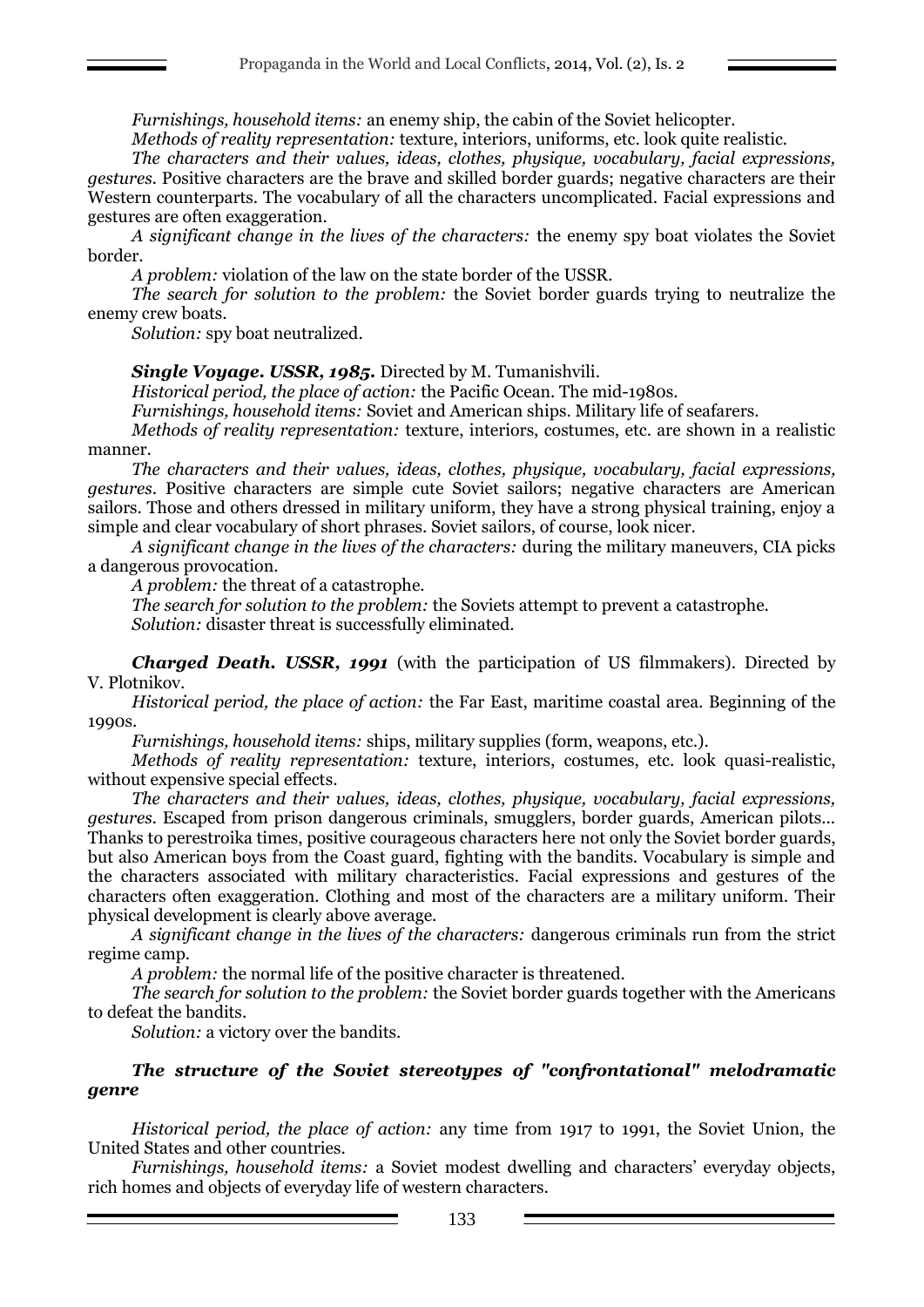*Furnishings, household items:* an enemy ship, the cabin of the Soviet helicopter.

*Methods of reality representation:* texture, interiors, uniforms, etc. look quite realistic.

*The characters and their values, ideas, clothes, physique, vocabulary, facial expressions, gestures.* Positive characters are the brave and skilled border guards; negative characters are their Western counterparts. The vocabulary of all the characters uncomplicated. Facial expressions and gestures are often exaggeration.

*A significant change in the lives of the characters:* the enemy spy boat violates the Soviet border.

*A problem:* violation of the law on the state border of the USSR.

*The search for solution to the problem:* the Soviet border guards trying to neutralize the enemy crew boats.

*Solution:* spy boat neutralized.

***Single Voyage. USSR, 1985.*** Directed by M. Tumanishvili.

*Historical period, the place of action:* the Pacific Ocean. The mid-1980s.

*Furnishings, household items:* Soviet and American ships. Military life of seafarers.

*Methods of reality representation:* texture, interiors, costumes, etc. are shown in a realistic manner.

*The characters and their values, ideas, clothes, physique, vocabulary, facial expressions, gestures.* Positive characters are simple cute Soviet sailors; negative characters are American sailors. Those and others dressed in military uniform, they have a strong physical training, enjoy a simple and clear vocabulary of short phrases. Soviet sailors, of course, look nicer.

*A significant change in the lives of the characters:* during the military maneuvers, CIA picks a dangerous provocation.

*A problem:* the threat of a catastrophe.

*The search for solution to the problem:* the Soviets attempt to prevent a catastrophe.

*Solution:* disaster threat is successfully eliminated.

***Charged Death. USSR, 1991*** (with the participation of US filmmakers). Directed by V. Plotnikov.

*Historical period, the place of action:* the Far East, maritime coastal area. Beginning of the 1990s.

*Furnishings, household items:* ships, military supplies (form, weapons, etc.).

*Methods of reality representation:* texture, interiors, costumes, etc. look quasi-realistic, without expensive special effects.

*The characters and their values, ideas, clothes, physique, vocabulary, facial expressions, gestures.* Escaped from prison dangerous criminals, smugglers, border guards, American pilots... Thanks to perestroika times, positive courageous characters here not only the Soviet border guards, but also American boys from the Coast guard, fighting with the bandits. Vocabulary is simple and the characters associated with military characteristics. Facial expressions and gestures of the characters often exaggeration. Clothing and most of the characters are a military uniform. Their physical development is clearly above average.

*A significant change in the lives of the characters:* dangerous criminals run from the strict regime camp.

*A problem:* the normal life of the positive character is threatened.

*The search for solution to the problem:* the Soviet border guards together with the Americans to defeat the bandits.

*Solution:* a victory over the bandits.

### ***The structure of the Soviet stereotypes of "confrontational" melodramatic genre***

*Historical period, the place of action:* any time from 1917 to 1991, the Soviet Union, the United States and other countries.

*Furnishings, household items:* a Soviet modest dwelling and characters' everyday objects, rich homes and objects of everyday life of western characters.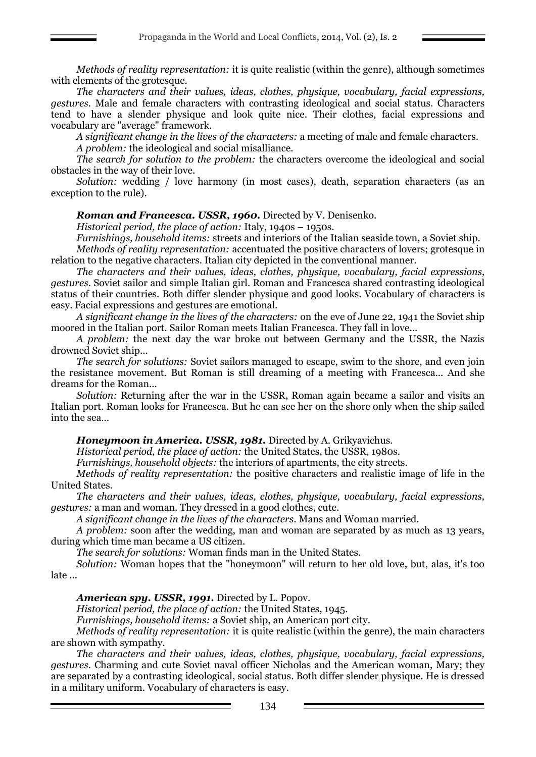*Methods of reality representation:* it is quite realistic (within the genre), although sometimes with elements of the grotesque.

*The characters and their values, ideas, clothes, physique, vocabulary, facial expressions, gestures.* Male and female characters with contrasting ideological and social status. Characters tend to have a slender physique and look quite nice. Their clothes, facial expressions and vocabulary are "average" framework.

*A significant change in the lives of the characters:* a meeting of male and female characters.

*A problem:* the ideological and social misalliance.

*The search for solution to the problem:* the characters overcome the ideological and social obstacles in the way of their love.

*Solution:* wedding / love harmony (in most cases), death, separation characters (as an exception to the rule).

***Roman and Francesca. USSR, 1960.*** Directed by V. Denisenko.

*Historical period, the place of action:* Italy, 1940s – 1950s.

*Furnishings, household items:* streets and interiors of the Italian seaside town, a Soviet ship.

*Methods of reality representation:* accentuated the positive characters of lovers; grotesque in relation to the negative characters. Italian city depicted in the conventional manner.

*The characters and their values, ideas, clothes, physique, vocabulary, facial expressions, gestures.* Soviet sailor and simple Italian girl. Roman and Francesca shared contrasting ideological status of their countries. Both differ slender physique and good looks. Vocabulary of characters is easy. Facial expressions and gestures are emotional.

*A significant change in the lives of the characters:* on the eve of June 22, 1941 the Soviet ship moored in the Italian port. Sailor Roman meets Italian Francesca. They fall in love...

*A problem:* the next day the war broke out between Germany and the USSR, the Nazis drowned Soviet ship...

*The search for solutions:* Soviet sailors managed to escape, swim to the shore, and even join the resistance movement. But Roman is still dreaming of a meeting with Francesca... And she dreams for the Roman...

*Solution:* Returning after the war in the USSR, Roman again became a sailor and visits an Italian port. Roman looks for Francesca. But he can see her on the shore only when the ship sailed into the sea...

***Honeymoon in America. USSR, 1981.*** Directed by A. Grikyavichus.

*Historical period, the place of action:* the United States, the USSR, 1980s.

*Furnishings, household objects:* the interiors of apartments, the city streets.

*Methods of reality representation:* the positive characters and realistic image of life in the United States.

*The characters and their values, ideas, clothes, physique, vocabulary, facial expressions, gestures:* a man and woman. They dressed in a good clothes, cute.

*A significant change in the lives of the characters.* Mans and Woman married.

*A problem:* soon after the wedding, man and woman are separated by as much as 13 years, during which time man became a US citizen.

*The search for solutions:* Woman finds man in the United States.

*Solution:* Woman hopes that the "honeymoon" will return to her old love, but, alas, it's too late ...

***American spy. USSR, 1991.*** Directed by L. Popov.

*Historical period, the place of action:* the United States, 1945.

*Furnishings, household items:* a Soviet ship, an American port city.

*Methods of reality representation:* it is quite realistic (within the genre), the main characters are shown with sympathy.

*The characters and their values, ideas, clothes, physique, vocabulary, facial expressions, gestures.* Charming and cute Soviet naval officer Nicholas and the American woman, Mary; they are separated by a contrasting ideological, social status. Both differ slender physique. He is dressed in a military uniform. Vocabulary of characters is easy.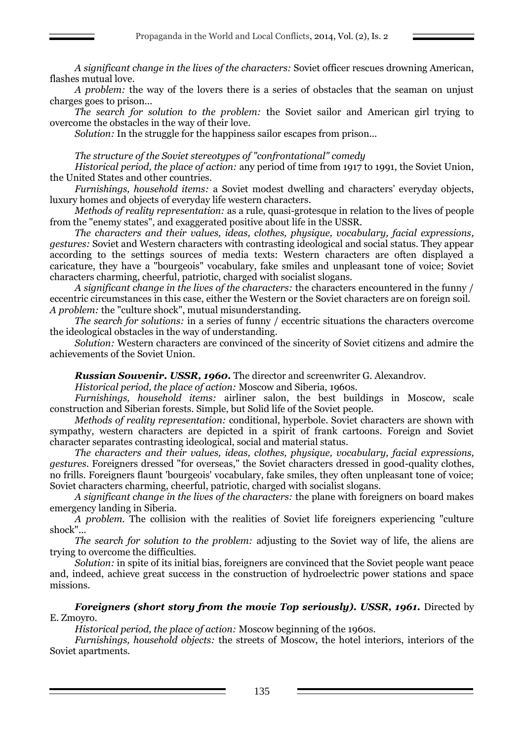*A significant change in the lives of the characters:* Soviet officer rescues drowning American, flashes mutual love.

*A problem:* the way of the lovers there is a series of obstacles that the seaman on unjust charges goes to prison...

*The search for solution to the problem:* the Soviet sailor and American girl trying to overcome the obstacles in the way of their love.

*Solution:* In the struggle for the happiness sailor escapes from prison...

*The structure of the Soviet stereotypes of "confrontational" comedy*

*Historical period, the place of action:* any period of time from 1917 to 1991, the Soviet Union, the United States and other countries.

*Furnishings, household items:* a Soviet modest dwelling and characters' everyday objects, luxury homes and objects of everyday life western characters.

*Methods of reality representation:* as a rule, quasi-grotesque in relation to the lives of people from the "enemy states", and exaggerated positive about life in the USSR.

*The characters and their values, ideas, clothes, physique, vocabulary, facial expressions, gestures:* Soviet and Western characters with contrasting ideological and social status. They appear according to the settings sources of media texts: Western characters are often displayed a caricature, they have a "bourgeois" vocabulary, fake smiles and unpleasant tone of voice; Soviet characters charming, cheerful, patriotic, charged with socialist slogans.

*A significant change in the lives of the characters:* the characters encountered in the funny / eccentric circumstances in this case, either the Western or the Soviet characters are on foreign soil.

*A problem:* the "culture shock", mutual misunderstanding.

*The search for solutions:* in a series of funny / eccentric situations the characters overcome the ideological obstacles in the way of understanding.

*Solution:* Western characters are convinced of the sincerity of Soviet citizens and admire the achievements of the Soviet Union.

***Russian Souvenir. USSR, 1960.*** The director and screenwriter G. Alexandrov.

*Historical period, the place of action:* Moscow and Siberia, 1960s.

*Furnishings, household items:* airliner salon, the best buildings in Moscow, scale construction and Siberian forests. Simple, but Solid life of the Soviet people.

*Methods of reality representation:* conditional, hyperbole. Soviet characters are shown with sympathy, western characters are depicted in a spirit of frank cartoons. Foreign and Soviet character separates contrasting ideological, social and material status.

*The characters and their values, ideas, clothes, physique, vocabulary, facial expressions, gestures.* Foreigners dressed "for overseas," the Soviet characters dressed in good-quality clothes, no frills. Foreigners flaunt 'bourgeois' vocabulary, fake smiles, they often unpleasant tone of voice; Soviet characters charming, cheerful, patriotic, charged with socialist slogans.

*A significant change in the lives of the characters:* the plane with foreigners on board makes emergency landing in Siberia.

*A problem.* The collision with the realities of Soviet life foreigners experiencing "culture shock"...

*The search for solution to the problem:* adjusting to the Soviet way of life, the aliens are trying to overcome the difficulties.

*Solution:* in spite of its initial bias, foreigners are convinced that the Soviet people want peace and, indeed, achieve great success in the construction of hydroelectric power stations and space missions.

***Foreigners (short story from the movie Top seriously). USSR, 1961.*** Directed by E. Zmoyro.

*Historical period, the place of action:* Moscow beginning of the 1960s.

*Furnishings, household objects:* the streets of Moscow, the hotel interiors, interiors of the Soviet apartments.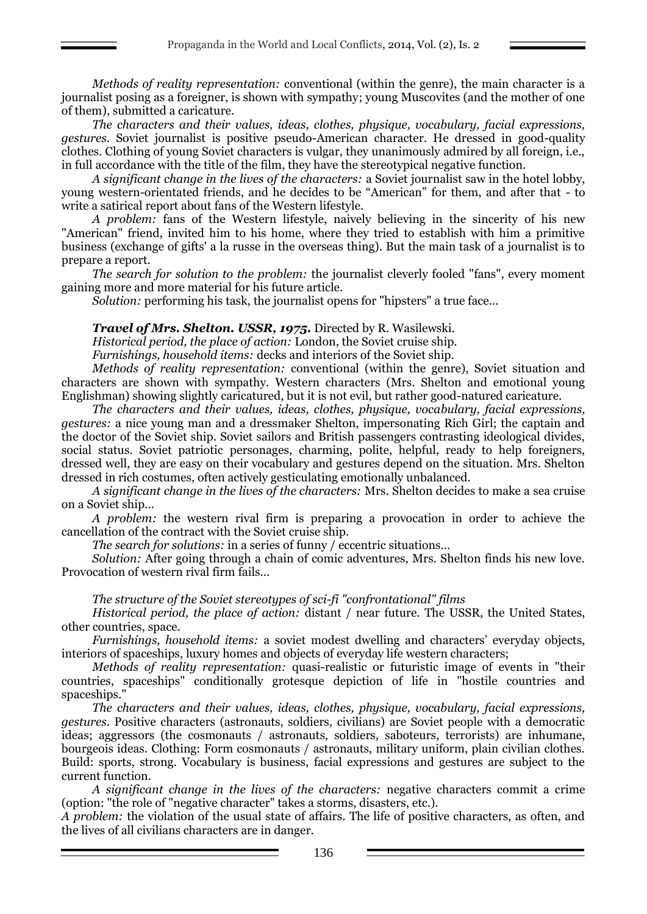*Methods of reality representation:* conventional (within the genre), the main character is a journalist posing as a foreigner, is shown with sympathy; young Muscovites (and the mother of one of them), submitted a caricature.

*The characters and their values, ideas, clothes, physique, vocabulary, facial expressions, gestures.* Soviet journalist is positive pseudo-American character. He dressed in good-quality clothes. Clothing of young Soviet characters is vulgar, they unanimously admired by all foreign, i.e., in full accordance with the title of the film, they have the stereotypical negative function.

*A significant change in the lives of the characters:* a Soviet journalist saw in the hotel lobby, young western-orientated friends, and he decides to be "American" for them, and after that - to write a satirical report about fans of the Western lifestyle.

*A problem:* fans of the Western lifestyle, naively believing in the sincerity of his new "American" friend, invited him to his home, where they tried to establish with him a primitive business (exchange of gifts' a la russe in the overseas thing). But the main task of a journalist is to prepare a report.

*The search for solution to the problem:* the journalist cleverly fooled "fans", every moment gaining more and more material for his future article.

*Solution:* performing his task, the journalist opens for "hipsters" a true face...

***Travel of Mrs. Shelton. USSR, 1975.*** Directed by R. Wasilewski.

*Historical period, the place of action:* London, the Soviet cruise ship.

*Furnishings, household items:* decks and interiors of the Soviet ship.

*Methods of reality representation:* conventional (within the genre), Soviet situation and characters are shown with sympathy. Western characters (Mrs. Shelton and emotional young Englishman) showing slightly caricatured, but it is not evil, but rather good-natured caricature.

*The characters and their values, ideas, clothes, physique, vocabulary, facial expressions, gestures:* a nice young man and a dressmaker Shelton, impersonating Rich Girl; the captain and the doctor of the Soviet ship. Soviet sailors and British passengers contrasting ideological divides, social status. Soviet patriotic personages, charming, polite, helpful, ready to help foreigners, dressed well, they are easy on their vocabulary and gestures depend on the situation. Mrs. Shelton dressed in rich costumes, often actively gesticulating emotionally unbalanced.

*A significant change in the lives of the characters:* Mrs. Shelton decides to make a sea cruise on a Soviet ship...

*A problem:* the western rival firm is preparing a provocation in order to achieve the cancellation of the contract with the Soviet cruise ship.

*The search for solutions:* in a series of funny / eccentric situations…

*Solution:* After going through a chain of comic adventures, Mrs. Shelton finds his new love. Provocation of western rival firm fails...

*The structure of the Soviet stereotypes of sci-fi "confrontational" films*

*Historical period, the place of action:* distant / near future. The USSR, the United States, other countries, space.

*Furnishings, household items:* a soviet modest dwelling and characters' everyday objects, interiors of spaceships, luxury homes and objects of everyday life western characters;

*Methods of reality representation:* quasi-realistic or futuristic image of events in "their countries, spaceships" conditionally grotesque depiction of life in "hostile countries and spaceships."

*The characters and their values, ideas, clothes, physique, vocabulary, facial expressions, gestures.* Positive characters (astronauts, soldiers, civilians) are Soviet people with a democratic ideas; aggressors (the cosmonauts / astronauts, soldiers, saboteurs, terrorists) are inhumane, bourgeois ideas. Clothing: Form cosmonauts / astronauts, military uniform, plain civilian clothes. Build: sports, strong. Vocabulary is business, facial expressions and gestures are subject to the current function.

*A significant change in the lives of the characters:* negative characters commit a crime (option: "the role of "negative character" takes a storms, disasters, etc.).

*A problem:* the violation of the usual state of affairs. The life of positive characters, as often, and the lives of all civilians characters are in danger.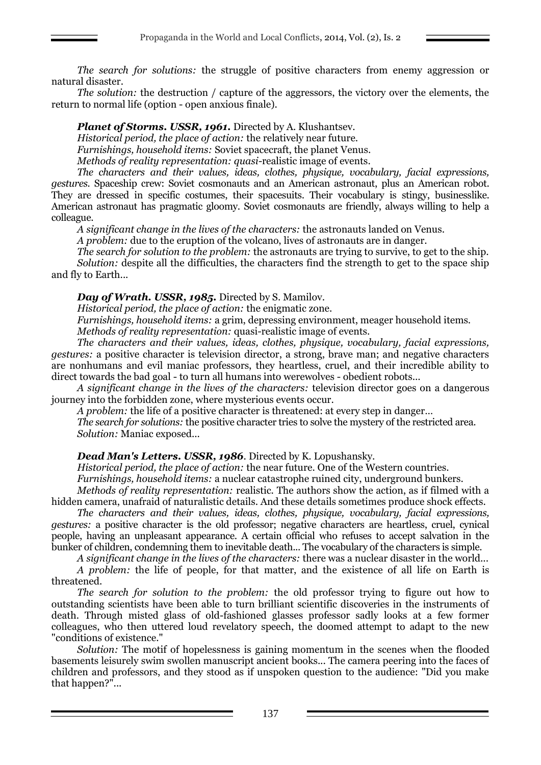*The search for solutions:* the struggle of positive characters from enemy aggression or natural disaster.

*The solution:* the destruction / capture of the aggressors, the victory over the elements, the return to normal life (option - open anxious finale).

***Planet of Storms. USSR, 1961.*** Directed by A. Klushantsev.

*Historical period, the place of action:* the relatively near future.

*Furnishings, household items:* Soviet spacecraft, the planet Venus.

*Methods of reality representation: quasi*-realistic image of events.

*The characters and their values, ideas, clothes, physique, vocabulary, facial expressions, gestures.* Spaceship crew: Soviet cosmonauts and an American astronaut, plus an American robot. They are dressed in specific costumes, their spacesuits. Their vocabulary is stingy, businesslike. American astronaut has pragmatic gloomy. Soviet cosmonauts are friendly, always willing to help a colleague.

*A significant change in the lives of the characters:* the astronauts landed on Venus.

*A problem:* due to the eruption of the volcano, lives of astronauts are in danger.

*The search for solution to the problem:* the astronauts are trying to survive, to get to the ship.

*Solution:* despite all the difficulties, the characters find the strength to get to the space ship and fly to Earth...

***Day of Wrath. USSR, 1985.*** Directed by S. Mamilov.

*Historical period, the place of action:* the enigmatic zone.

*Furnishings, household items:* a grim, depressing environment, meager household items.

*Methods of reality representation:* quasi-realistic image of events.

*The characters and their values, ideas, clothes, physique, vocabulary, facial expressions, gestures:* a positive character is television director, a strong, brave man; and negative characters are nonhumans and evil maniac professors, they heartless, cruel, and their incredible ability to direct towards the bad goal - to turn all humans into werewolves - obedient robots...

*A significant change in the lives of the characters:* television director goes on a dangerous journey into the forbidden zone, where mysterious events occur.

*A problem:* the life of a positive character is threatened: at every step in danger...

*The search for solutions:* the positive character tries to solve the mystery of the restricted area.

*Solution:* Maniac exposed...

***Dead Man's Letters. USSR, 1986***. Directed by K. Lopushansky.

*Historical period, the place of action:* the near future. One of the Western countries.

*Furnishings, household items:* a nuclear catastrophe ruined city, underground bunkers.

*Methods of reality representation:* realistic. The authors show the action, as if filmed with a hidden camera, unafraid of naturalistic details. And these details sometimes produce shock effects.

*The characters and their values, ideas, clothes, physique, vocabulary, facial expressions, gestures:* a positive character is the old professor; negative characters are heartless, cruel, cynical people, having an unpleasant appearance. A certain official who refuses to accept salvation in the bunker of children, condemning them to inevitable death... The vocabulary of the characters is simple.

*A significant change in the lives of the characters:* there was a nuclear disaster in the world...

*A problem:* the life of people, for that matter, and the existence of all life on Earth is threatened.

*The search for solution to the problem:* the old professor trying to figure out how to outstanding scientists have been able to turn brilliant scientific discoveries in the instruments of death. Through misted glass of old-fashioned glasses professor sadly looks at a few former colleagues, who then uttered loud revelatory speech, the doomed attempt to adapt to the new "conditions of existence."

*Solution:* The motif of hopelessness is gaining momentum in the scenes when the flooded basements leisurely swim swollen manuscript ancient books... The camera peering into the faces of children and professors, and they stood as if unspoken question to the audience: "Did you make that happen?"...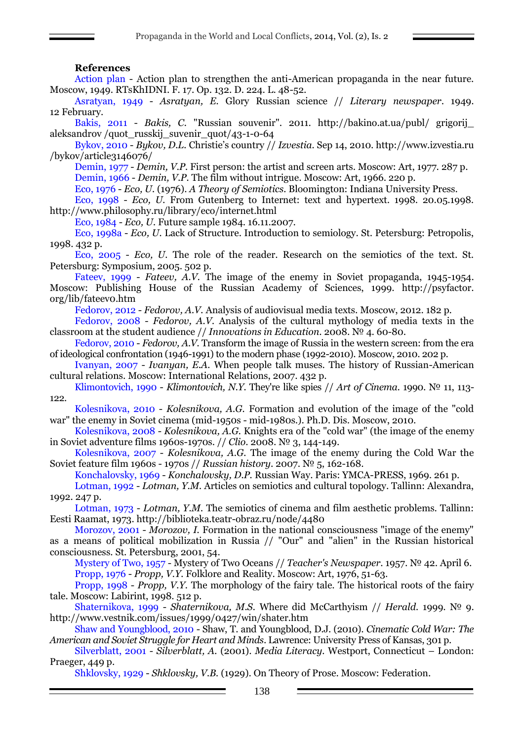**References**

Action plan - Action plan to strengthen the anti-American propaganda in the near future. Moscow, 1949. RTsKhIDNI. F. 17. Op. 132. D. 224. L. 48-52.

Asratyan, 1949 - *Asratyan, E.* Glory Russian science // *Literary newspaper*. 1949. 12 February.

Bakis, 2011 - *Bakis, C.* "Russian souvenir". 2011. http://bakino.at.ua/publ/ grigorij_ aleksandrov /quot_russkij_suvenir_quot/43-1-0-64

Bykov, 2010 - *Bykov, D.L.* Christie's country // *Izvestia*. Sep 14, 2010. http://www.izvestia.ru /bykov/article3146076/

Demin, 1977 - *Demin, V.P.* First person: the artist and screen arts. Moscow: Art, 1977. 287 p.

Demin, 1966 - *Demin, V.P.* The film without intrigue. Moscow: Art, 1966. 220 p.

Eco, 1976 - *Eco, U.* (1976). *A Theory of Semiotics*. Bloomington: Indiana University Press.

Eco, 1998 - *Eco, U.* From Gutenberg to Internet: text and hypertext. 1998. 20.05.1998. http://www.philosophy.ru/library/eco/internet.html

Eco, 1984 - *Eco, U.* Future sample 1984. 16.11.2007.

Eco, 1998a - *Eco, U.* Lack of Structure. Introduction to semiology. St. Petersburg: Petropolis, 1998. 432 p.

Eco, 2005 - *Eco, U.* The role of the reader. Research on the semiotics of the text. St. Petersburg: Symposium, 2005. 502 p.

Fateev, 1999 - *Fateev, A.V.* The image of the enemy in Soviet propaganda, 1945-1954. Moscow: Publishing House of the Russian Academy of Sciences, 1999. http://psyfactor. org/lib/fateev0.htm

Fedorov, 2012 - *Fedorov, A.V.* Analysis of audiovisual media texts. Moscow, 2012. 182 p.

Fedorov, 2008 - *Fedorov, A.V.* Analysis of the cultural mythology of media texts in the classroom at the student audience // *Innovations in Education*. 2008. № 4. 60-80.

Fedorov, 2010 - *Fedorov, A.V.* Transform the image of Russia in the western screen: from the era of ideological confrontation (1946-1991) to the modern phase (1992-2010). Moscow, 2010. 202 p.

Ivanyan, 2007 - *Ivanyan, E.A.* When people talk muses. The history of Russian-American cultural relations. Moscow: International Relations, 2007. 432 p.

Klimontovich, 1990 - *Klimontovich, N.Y.* They're like spies // *Art of Cinema*. 1990. № 11, 113-122.

Kolesnikova, 2010 - *Kolesnikova, A.G.* Formation and evolution of the image of the "cold war" the enemy in Soviet cinema (mid-1950s - mid-1980s.). Ph.D. Dis. Moscow, 2010.

Kolesnikova, 2008 - *Kolesnikova, A.G.* Knights era of the "cold war" (the image of the enemy in Soviet adventure films 1960s-1970s. // *Clio*. 2008. № 3, 144-149.

Kolesnikova, 2007 - *Kolesnikova, A.G.* The image of the enemy during the Cold War the Soviet feature film 1960s - 1970s // *Russian history*. 2007. № 5, 162-168.

Konchalovsky, 1969 - *Konchalovsky, D.P.* Russian Way. Paris: YMCA-PRESS, 1969. 261 p.

Lotman, 1992 - *Lotman, Y.M.* Articles on semiotics and cultural topology. Tallinn: Alexandra, 1992. 247 p.

Lotman, 1973 - *Lotman, Y.M.* The semiotics of cinema and film aesthetic problems. Tallinn: Eesti Raamat, 1973. http://biblioteka.teatr-obraz.ru/node/4480

Morozov, 2001 - *Morozov, I.* Formation in the national consciousness "image of the enemy" as a means of political mobilization in Russia // "Our" and "alien" in the Russian historical consciousness. St. Petersburg, 2001, 54.

Mystery of Two, 1957 - Mystery of Two Oceans // *Teacher's Newspaper*. 1957. № 42. April 6.

Propp, 1976 - *Propp, V.Y.* Folklore and Reality. Moscow: Art, 1976, 51-63.

Propp, 1998 - *Propp, V.Y.* The morphology of the fairy tale. The historical roots of the fairy tale. Moscow: Labirint, 1998. 512 p.

Shaternikova, 1999 - *Shaternikova, M.S.* Where did McCarthyism // *Herald*. 1999. № 9. http://www.vestnik.com/issues/1999/0427/win/shater.htm

Shaw and Youngblood, 2010 - Shaw, T. and Youngblood, D.J. (2010). *Cinematic Cold War: The American and Soviet Struggle for Heart and Minds*. Lawrence: University Press of Kansas, 301 p.

Silverblatt, 2001 - *Silverblatt, A.* (2001). *Media Literacy*. Westport, Connecticut – London: Praeger, 449 p.

Shklovsky, 1929 - *Shklovsky, V.B.* (1929). On Theory of Prose. Moscow: Federation.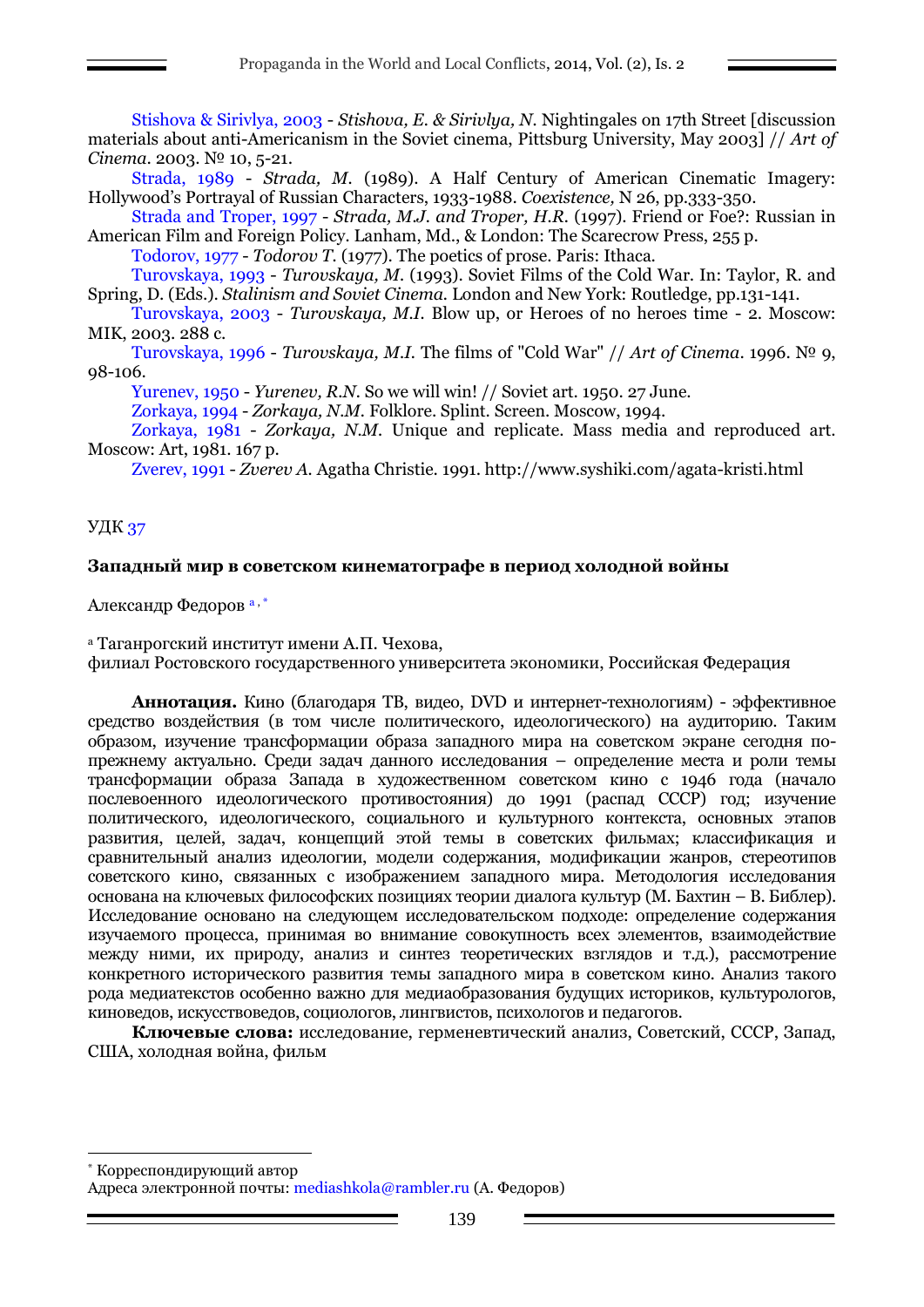Stishova & Sirivlya, 2003 - *Stishova, E. & Sirivlya, N.* Nightingales on 17th Street [discussion materials about anti-Americanism in the Soviet cinema, Pittsburg University, May 2003] // *Art of Cinema*. 2003. № 10, 5-21.

Strada, 1989 - *Strada, M.* (1989). A Half Century of American Cinematic Imagery: Hollywood's Portrayal of Russian Characters, 1933-1988. *Coexistence,* N 26, pp.333-350.

Strada and Troper, 1997 - *Strada, M.J. and Troper, H.R.* (1997). Friend or Foe?: Russian in American Film and Foreign Policy. Lanham, Md., & London: The Scarecrow Press, 255 p.

Todorov, 1977 - *Todorov T.* (1977). The poetics of prose. Paris: Ithaca.

Turovskaya, 1993 - *Turovskaya, M.* (1993). Soviet Films of the Cold War. In: Taylor, R. and Spring, D. (Eds.). *Stalinism and Soviet Cinema.* London and New York: Routledge, pp.131-141.

Turovskaya, 2003 - *Turovskaya, M.I.* Blow up, or Heroes of no heroes time - 2. Moscow: MIK, 2003. 288 c.

Turovskaya, 1996 - *Turovskaya, M.I.* The films of "Cold War" // *Art of Cinema*. 1996. № 9, 98-106.

Yurenev, 1950 - *Yurenev, R.N.* So we will win! // Soviet art. 1950. 27 June.

Zorkaya, 1994 - *Zorkaya, N.M.* Folklore. Splint. Screen. Moscow, 1994.

Zorkaya, 1981 - *Zorkaya, N.M.* Unique and replicate. Mass media and reproduced art. Moscow: Art, 1981. 167 p.

Zverev, 1991 - *Zverev A.* Agatha Christie. 1991. http://www.syshiki.com/agata-kristi.html

УДК 37

## Западный мир в советском кинематографе в период холодной войны

Александр Федоров [a, *]

[a] Таганрогский институт имени А.П. Чехова,
филиал Ростовского государственного университета экономики, Российская Федерация

**Аннотация.** Кино (благодаря ТВ, видео, DVD и интернет-технологиям) - эффективное средство воздействия (в том числе политического, идеологического) на аудиторию. Таким образом, изучение трансформации образа западного мира на советском экране сегодня по-прежнему актуально. Среди задач данного исследования – определение места и роли темы трансформации образа Запада в художественном советском кино с 1946 года (начало послевоенного идеологического противостояния) до 1991 (распад СССР) год; изучение политического, идеологического, социального и культурного контекста, основных этапов развития, целей, задач, концепций этой темы в советских фильмах; классификация и сравнительный анализ идеологии, модели содержания, модификации жанров, стереотипов советского кино, связанных с изображением западного мира. Методология исследования основана на ключевых философских позициях теории диалога культур (М. Бахтин – В. Библер). Исследование основано на следующем исследовательском подходе: определение содержания изучаемого процесса, принимая во внимание совокупность всех элементов, взаимодействие между ними, их природу, анализ и синтез теоретических взглядов и т.д.), рассмотрение конкретного исторического развития темы западного мира в советском кино. Анализ такого рода медиатекстов особенно важно для медиаобразования будущих историков, культурологов, киноведов, искусствоведов, социологов, лингвистов, психологов и педагогов.

**Ключевые слова:** исследование, герменевтический анализ, Советский, СССР, Запад, США, холодная война, фильм

---

[*] Корреспондирующий автор
Адреса электронной почты: mediashkola@rambler.ru (А. Федоров)